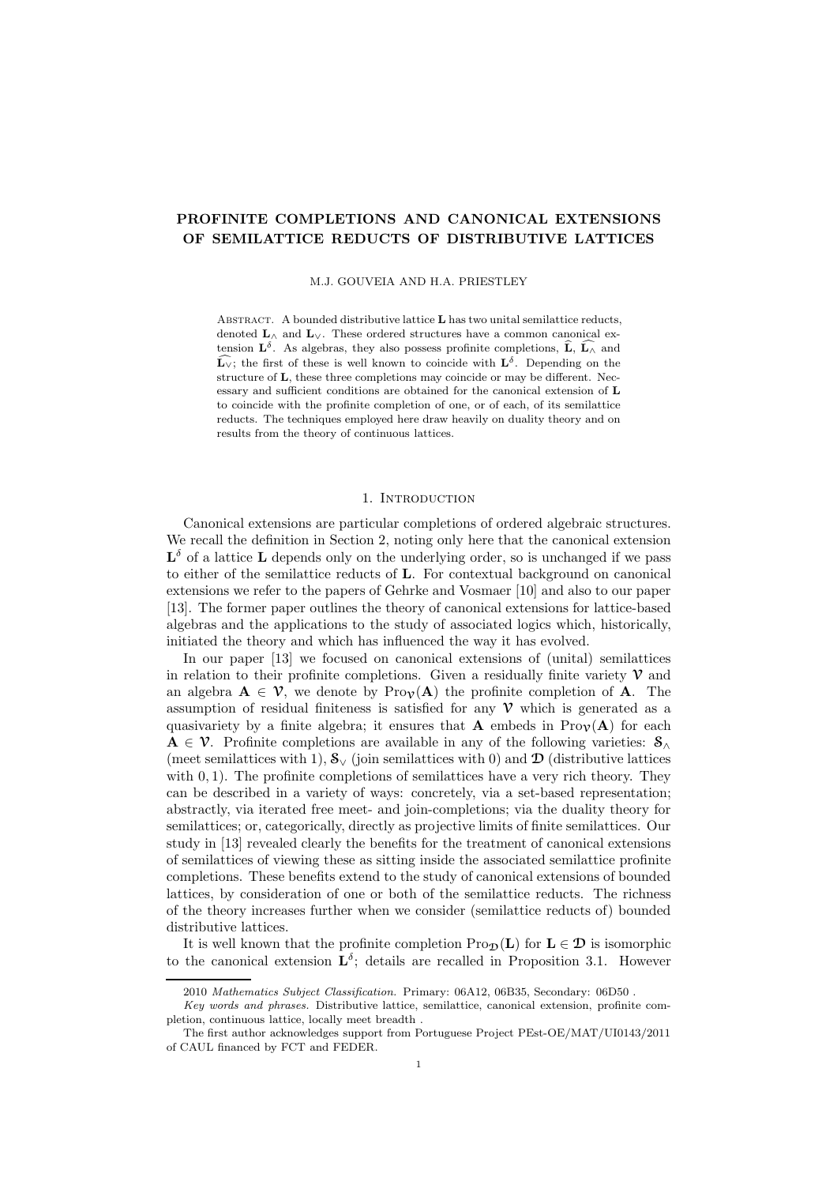# PROFINITE COMPLETIONS AND CANONICAL EXTENSIONS OF SEMILATTICE REDUCTS OF DISTRIBUTIVE LATTICES

M.J. GOUVEIA AND H.A. PRIESTLEY

ABSTRACT. A bounded distributive lattice $\mathbf{L}$ has two unital semilattice reducts, denoted $\mathbf{L}_\wedge$ and $\mathbf{L}_\vee$. These ordered structures have a common canonical extension $\mathbf{L}^\delta$. As algebras, they also possess profinite completions, $\widehat{\mathbf{L}}$, $\widehat{\mathbf{L}_\wedge}$ and $\widehat{\mathbf{L}_\vee}$; the first of these is well known to coincide with $\mathbf{L}^\delta$. Depending on the structure of $\mathbf{L}$, these three completions may coincide or may be different. Necessary and sufficient conditions are obtained for the canonical extension of $\mathbf{L}$ to coincide with the profinite completion of one, or of each, of its semilattice reducts. The techniques employed here draw heavily on duality theory and on results from the theory of continuous lattices.

## 1. Introduction

Canonical extensions are particular completions of ordered algebraic structures. We recall the definition in Section 2, noting only here that the canonical extension $\mathbf{L}^\delta$ of a lattice $\mathbf{L}$ depends only on the underlying order, so is unchanged if we pass to either of the semilattice reducts of $\mathbf{L}$. For contextual background on canonical extensions we refer to the papers of Gehrke and Vosmaer [10] and also to our paper [13]. The former paper outlines the theory of canonical extensions for lattice-based algebras and the applications to the study of associated logics which, historically, initiated the theory and which has influenced the way it has evolved.

In our paper [13] we focused on canonical extensions of (unital) semilattices in relation to their profinite completions. Given a residually finite variety $\boldsymbol{\mathcal{V}}$ and an algebra $\mathbf{A} \in \boldsymbol{\mathcal{V}}$, we denote by $\mathrm{Pro}_{\boldsymbol{\mathcal{V}}}(\mathbf{A})$ the profinite completion of $\mathbf{A}$. The assumption of residual finiteness is satisfied for any $\boldsymbol{\mathcal{V}}$ which is generated as a quasivariety by a finite algebra; it ensures that $\mathbf{A}$ embeds in $\mathrm{Pro}_{\boldsymbol{\mathcal{V}}}(\mathbf{A})$ for each $\mathbf{A} \in \boldsymbol{\mathcal{V}}$. Profinite completions are available in any of the following varieties: $\boldsymbol{\mathcal{S}}_\wedge$ (meet semilattices with 1), $\boldsymbol{\mathcal{S}}_\vee$ (join semilattices with 0) and $\boldsymbol{\mathcal{D}}$ (distributive lattices with 0, 1). The profinite completions of semilattices have a very rich theory. They can be described in a variety of ways: concretely, via a set-based representation; abstractly, via iterated free meet- and join-completions; via the duality theory for semilattices; or, categorically, directly as projective limits of finite semilattices. Our study in [13] revealed clearly the benefits for the treatment of canonical extensions of semilattices of viewing these as sitting inside the associated semilattice profinite completions. These benefits extend to the study of canonical extensions of bounded lattices, by consideration of one or both of the semilattice reducts. The richness of the theory increases further when we consider (semilattice reducts of) bounded distributive lattices.

It is well known that the profinite completion $\mathrm{Pro}_{\boldsymbol{\mathcal{D}}}(\mathbf{L})$ for $\mathbf{L} \in \boldsymbol{\mathcal{D}}$ is isomorphic to the canonical extension $\mathbf{L}^\delta$; details are recalled in Proposition 3.1. However

---

2010 *Mathematics Subject Classification.* Primary: 06A12, 06B35, Secondary: 06D50 .

*Key words and phrases.* Distributive lattice, semilattice, canonical extension, profinite completion, continuous lattice, locally meet breadth .

The first author acknowledges support from Portuguese Project PEst-OE/MAT/UI0143/2011 of CAUL financed by FCT and FEDER.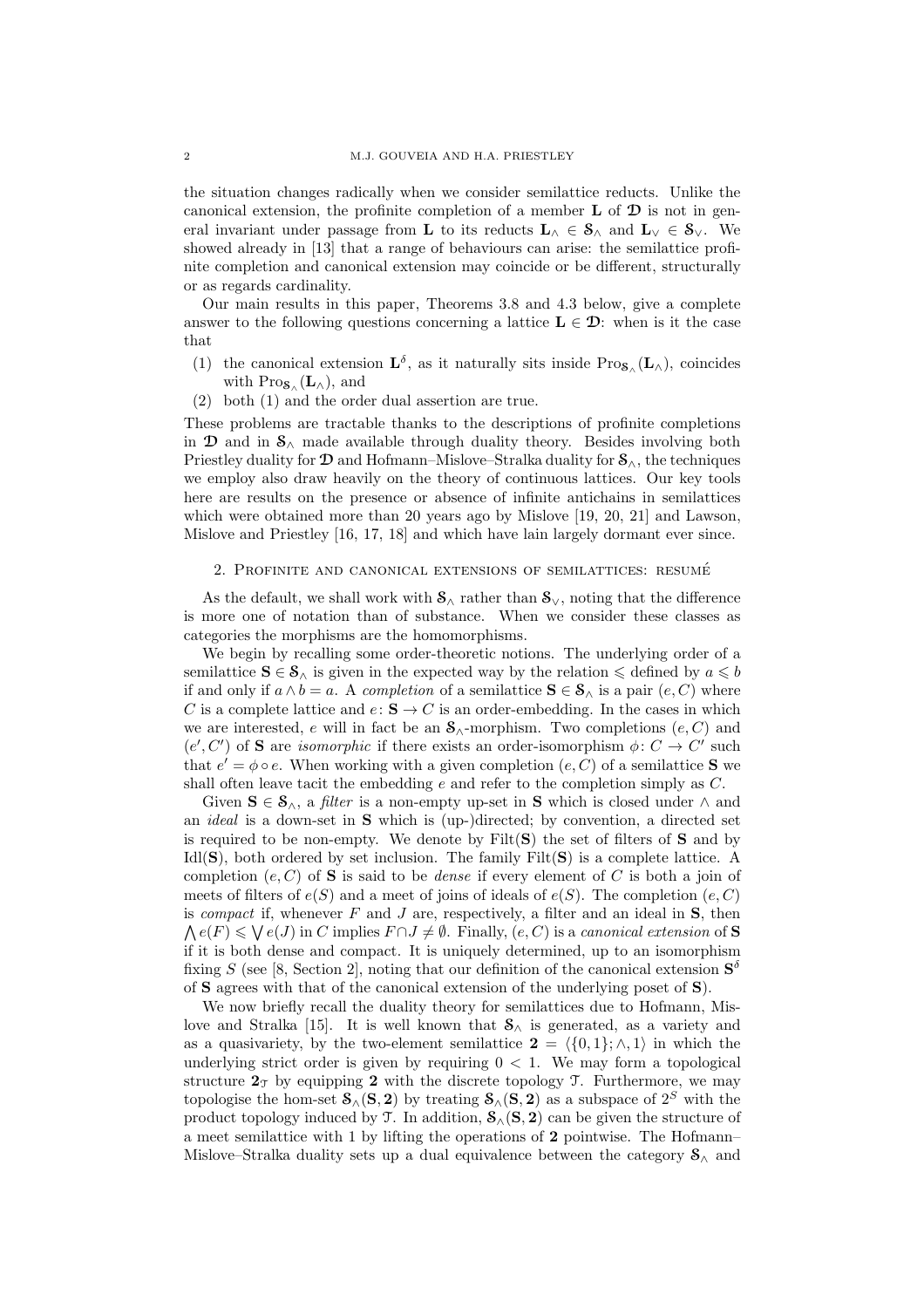the situation changes radically when we consider semilattice reducts. Unlike the canonical extension, the profinite completion of a member $\mathbf{L}$ of $\mathfrak{D}$ is not in general invariant under passage from $\mathbf{L}$ to its reducts $\mathbf{L}_\wedge \in \mathcal{S}_\wedge$ and $\mathbf{L}_\vee \in \mathcal{S}_\vee$. We showed already in [13] that a range of behaviours can arise: the semilattice profinite completion and canonical extension may coincide or be different, structurally or as regards cardinality.

Our main results in this paper, Theorems 3.8 and 4.3 below, give a complete answer to the following questions concerning a lattice $\mathbf{L} \in \mathfrak{D}$: when is it the case that

1. the canonical extension $\mathbf{L}^\delta$, as it naturally sits inside $\mathrm{Pros}_{\mathcal{S}_\wedge}(\mathbf{L}_\wedge)$, coincides with $\mathrm{Pros}_{\mathcal{S}_\wedge}(\mathbf{L}_\wedge)$, and
2. both (1) and the order dual assertion are true.

These problems are tractable thanks to the descriptions of profinite completions in $\mathfrak{D}$ and in $\mathcal{S}_\wedge$ made available through duality theory. Besides involving both Priestley duality for $\mathfrak{D}$ and Hofmann–Mislove–Stralka duality for $\mathcal{S}_\wedge$, the techniques we employ also draw heavily on the theory of continuous lattices. Our key tools here are results on the presence or absence of infinite antichains in semilattices which were obtained more than 20 years ago by Mislove [19, 20, 21] and Lawson, Mislove and Priestley [16, 17, 18] and which have lain largely dormant ever since.

## 2. Profinite and canonical extensions of semilattices: resumé

As the default, we shall work with $\mathcal{S}_\wedge$ rather than $\mathcal{S}_\vee$, noting that the difference is more one of notation than of substance. When we consider these classes as categories the morphisms are the homomorphisms.

We begin by recalling some order-theoretic notions. The underlying order of a semilattice $\mathbf{S} \in \mathcal{S}_\wedge$ is given in the expected way by the relation $\leqslant$ defined by $a \leqslant b$ if and only if $a \wedge b = a$. A *completion* of a semilattice $\mathbf{S} \in \mathcal{S}_\wedge$ is a pair $(e, C)$ where $C$ is a complete lattice and $e\colon \mathbf{S} \to C$ is an order-embedding. In the cases in which we are interested, $e$ will in fact be an $\mathcal{S}_\wedge$-morphism. Two completions $(e, C)$ and $(e', C')$ of $\mathbf{S}$ are *isomorphic* if there exists an order-isomorphism $\phi\colon C \to C'$ such that $e' = \phi \circ e$. When working with a given completion $(e, C)$ of a semilattice $\mathbf{S}$ we shall often leave tacit the embedding $e$ and refer to the completion simply as $C$.

Given $\mathbf{S} \in \mathcal{S}_\wedge$, a *filter* is a non-empty up-set in $\mathbf{S}$ which is closed under $\wedge$ and an *ideal* is a down-set in $\mathbf{S}$ which is (up-)directed; by convention, a directed set is required to be non-empty. We denote by $\mathrm{Filt}(\mathbf{S})$ the set of filters of $\mathbf{S}$ and by $\mathrm{Idl}(\mathbf{S})$, both ordered by set inclusion. The family $\mathrm{Filt}(\mathbf{S})$ is a complete lattice. A completion $(e, C)$ of $\mathbf{S}$ is said to be *dense* if every element of $C$ is both a join of meets of filters of $e(S)$ and a meet of joins of ideals of $e(S)$. The completion $(e, C)$ is *compact* if, whenever $F$ and $J$ are, respectively, a filter and an ideal in $\mathbf{S}$, then $\bigwedge e(F) \leqslant \bigvee e(J)$ in $C$ implies $F \cap J \neq \emptyset$. Finally, $(e, C)$ is a *canonical extension* of $\mathbf{S}$ if it is both dense and compact. It is uniquely determined, up to an isomorphism fixing $S$ (see [8, Section 2], noting that our definition of the canonical extension $\mathbf{S}^\delta$ of $\mathbf{S}$ agrees with that of the canonical extension of the underlying poset of $\mathbf{S}$).

We now briefly recall the duality theory for semilattices due to Hofmann, Mislove and Stralka [15]. It is well known that $\mathcal{S}_\wedge$ is generated, as a variety and as a quasivariety, by the two-element semilattice $\mathbf{2} = \langle \{0, 1\}; \wedge, 1\rangle$ in which the underlying strict order is given by requiring $0 < 1$. We may form a topological structure $\mathbf{2}_\mathcal{T}$ by equipping $\mathbf{2}$ with the discrete topology $\mathcal{T}$. Furthermore, we may topologise the hom-set $\mathcal{S}_\wedge(\mathbf{S}, \mathbf{2})$ by treating $\mathcal{S}_\wedge(\mathbf{S}, \mathbf{2})$ as a subspace of $2^S$ with the product topology induced by $\mathcal{T}$. In addition, $\mathcal{S}_\wedge(\mathbf{S}, \mathbf{2})$ can be given the structure of a meet semilattice with 1 by lifting the operations of $\mathbf{2}$ pointwise. The Hofmann–Mislove–Stralka duality sets up a dual equivalence between the category $\mathcal{S}_\wedge$ and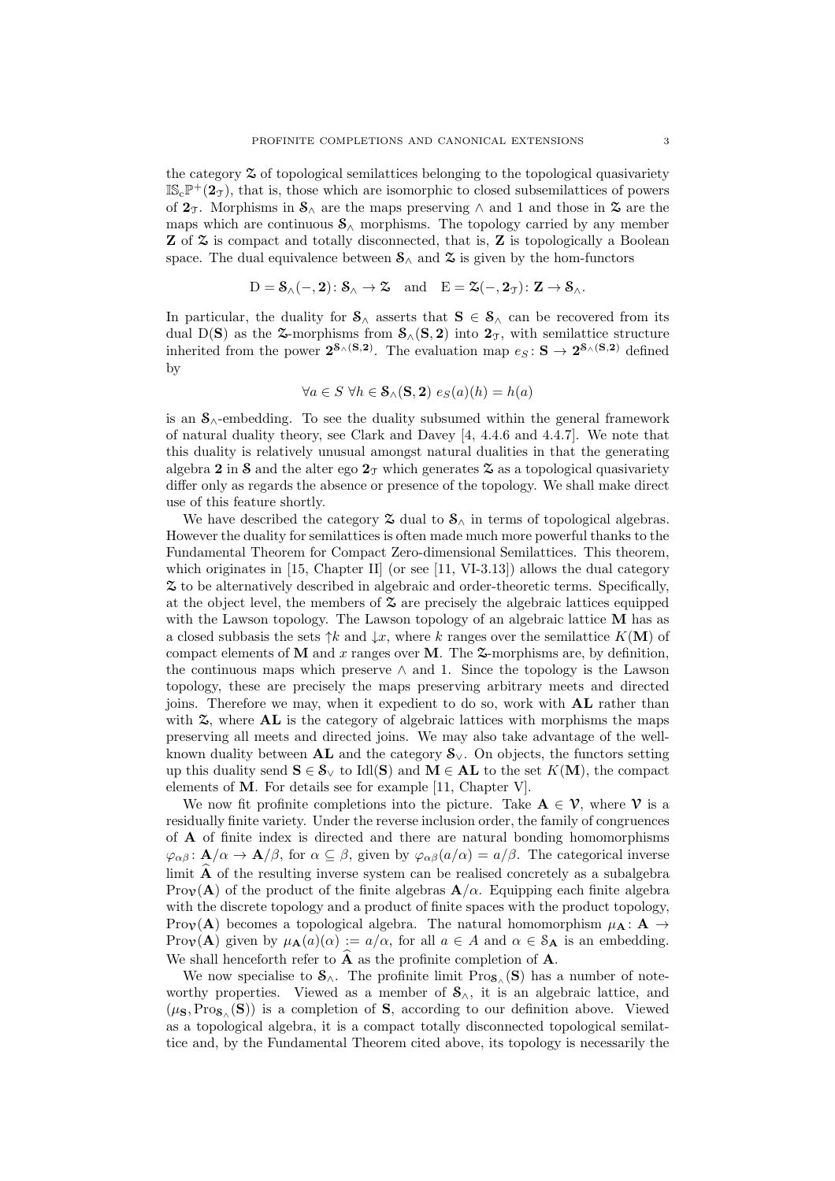the category $\mathfrak{Z}$ of topological semilattices belonging to the topological quasivariety $\mathbb{IS}_c\mathbb{P}^+(\mathbf{2}_{\mathcal{T}})$, that is, those which are isomorphic to closed subsemilattices of powers of $\mathbf{2}_{\mathcal{T}}$. Morphisms in $\mathbf{S}_\wedge$ are the maps preserving $\wedge$ and 1 and those in $\mathfrak{Z}$ are the maps which are continuous $\mathbf{S}_\wedge$ morphisms. The topology carried by any member $\mathbf{Z}$ of $\mathfrak{Z}$ is compact and totally disconnected, that is, $\mathbf{Z}$ is topologically a Boolean space. The dual equivalence between $\mathbf{S}_\wedge$ and $\mathfrak{Z}$ is given by the hom-functors

$$\mathrm{D} = \mathbf{S}_\wedge(-,\mathbf{2})\colon \mathbf{S}_\wedge \to \mathfrak{Z} \quad \text{and} \quad \mathrm{E} = \mathfrak{Z}(-,\mathbf{2}_{\mathcal{T}})\colon \mathbf{Z} \to \mathbf{S}_\wedge.$$

In particular, the duality for $\mathbf{S}_\wedge$ asserts that $\mathbf{S} \in \mathbf{S}_\wedge$ can be recovered from its dual $\mathrm{D}(\mathbf{S})$ as the $\mathfrak{Z}$-morphisms from $\mathbf{S}_\wedge(\mathbf{S},\mathbf{2})$ into $\mathbf{2}_{\mathcal{T}}$, with semilattice structure inherited from the power $\mathbf{2}^{\mathbf{S}_\wedge(\mathbf{S},\mathbf{2})}$. The evaluation map $e_S\colon \mathbf{S} \to \mathbf{2}^{\mathbf{S}_\wedge(\mathbf{S},\mathbf{2})}$ defined by

$$\forall a \in S \ \forall h \in \mathbf{S}_\wedge(\mathbf{S},\mathbf{2}) \ e_S(a)(h) = h(a)$$

is an $\mathbf{S}_\wedge$-embedding. To see the duality subsumed within the general framework of natural duality theory, see Clark and Davey [4, 4.4.6 and 4.4.7]. We note that this duality is relatively unusual amongst natural dualities in that the generating algebra $\mathbf{2}$ in $\mathbf{S}$ and the alter ego $\mathbf{2}_{\mathcal{T}}$ which generates $\mathfrak{Z}$ as a topological quasivariety differ only as regards the absence or presence of the topology. We shall make direct use of this feature shortly.

We have described the category $\mathfrak{Z}$ dual to $\mathbf{S}_\wedge$ in terms of topological algebras. However the duality for semilattices is often made much more powerful thanks to the Fundamental Theorem for Compact Zero-dimensional Semilattices. This theorem, which originates in [15, Chapter II] (or see [11, VI-3.13]) allows the dual category $\mathfrak{Z}$ to be alternatively described in algebraic and order-theoretic terms. Specifically, at the object level, the members of $\mathfrak{Z}$ are precisely the algebraic lattices equipped with the Lawson topology. The Lawson topology of an algebraic lattice $\mathbf{M}$ has as a closed subbasis the sets $\uparrow k$ and $\downarrow x$, where $k$ ranges over the semilattice $K(\mathbf{M})$ of compact elements of $\mathbf{M}$ and $x$ ranges over $\mathbf{M}$. The $\mathfrak{Z}$-morphisms are, by definition, the continuous maps which preserve $\wedge$ and 1. Since the topology is the Lawson topology, these are precisely the maps preserving arbitrary meets and directed joins. Therefore we may, when it expedient to do so, work with $\mathbf{AL}$ rather than with $\mathfrak{Z}$, where $\mathbf{AL}$ is the category of algebraic lattices with morphisms the maps preserving all meets and directed joins. We may also take advantage of the well-known duality between $\mathbf{AL}$ and the category $\mathbf{S}_\vee$. On objects, the functors setting up this duality send $\mathbf{S} \in \mathbf{S}_\vee$ to $\mathrm{Idl}(\mathbf{S})$ and $\mathbf{M} \in \mathbf{AL}$ to the set $K(\mathbf{M})$, the compact elements of $\mathbf{M}$. For details see for example [11, Chapter V].

We now fit profinite completions into the picture. Take $\mathbf{A} \in \boldsymbol{\mathcal{V}}$, where $\boldsymbol{\mathcal{V}}$ is a residually finite variety. Under the reverse inclusion order, the family of congruences of $\mathbf{A}$ of finite index is directed and there are natural bonding homomorphisms $\varphi_{\alpha\beta}\colon \mathbf{A}/\alpha \to \mathbf{A}/\beta$, for $\alpha \subseteq \beta$, given by $\varphi_{\alpha\beta}(a/\alpha) = a/\beta$. The categorical inverse limit $\widehat{\mathbf{A}}$ of the resulting inverse system can be realised concretely as a subalgebra $\mathrm{Pro}_{\boldsymbol{\mathcal{V}}}(\mathbf{A})$ of the product of the finite algebras $\mathbf{A}/\alpha$. Equipping each finite algebra with the discrete topology and a product of finite spaces with the product topology, $\mathrm{Pro}_{\boldsymbol{\mathcal{V}}}(\mathbf{A})$ becomes a topological algebra. The natural homomorphism $\mu_{\mathbf{A}}\colon \mathbf{A} \to \mathrm{Pro}_{\boldsymbol{\mathcal{V}}}(\mathbf{A})$ given by $\mu_{\mathbf{A}}(a)(\alpha) := a/\alpha$, for all $a \in A$ and $\alpha \in \mathcal{S}_{\mathbf{A}}$ is an embedding. We shall henceforth refer to $\widehat{\mathbf{A}}$ as the profinite completion of $\mathbf{A}$.

We now specialise to $\mathbf{S}_\wedge$. The profinite limit $\mathrm{Pro}_{\mathbf{S}_\wedge}(\mathbf{S})$ has a number of noteworthy properties. Viewed as a member of $\mathbf{S}_\wedge$, it is an algebraic lattice, and $(\mu_{\mathbf{S}}, \mathrm{Pro}_{\mathbf{S}_\wedge}(\mathbf{S}))$ is a completion of $\mathbf{S}$, according to our definition above. Viewed as a topological algebra, it is a compact totally disconnected topological semilattice and, by the Fundamental Theorem cited above, its topology is necessarily the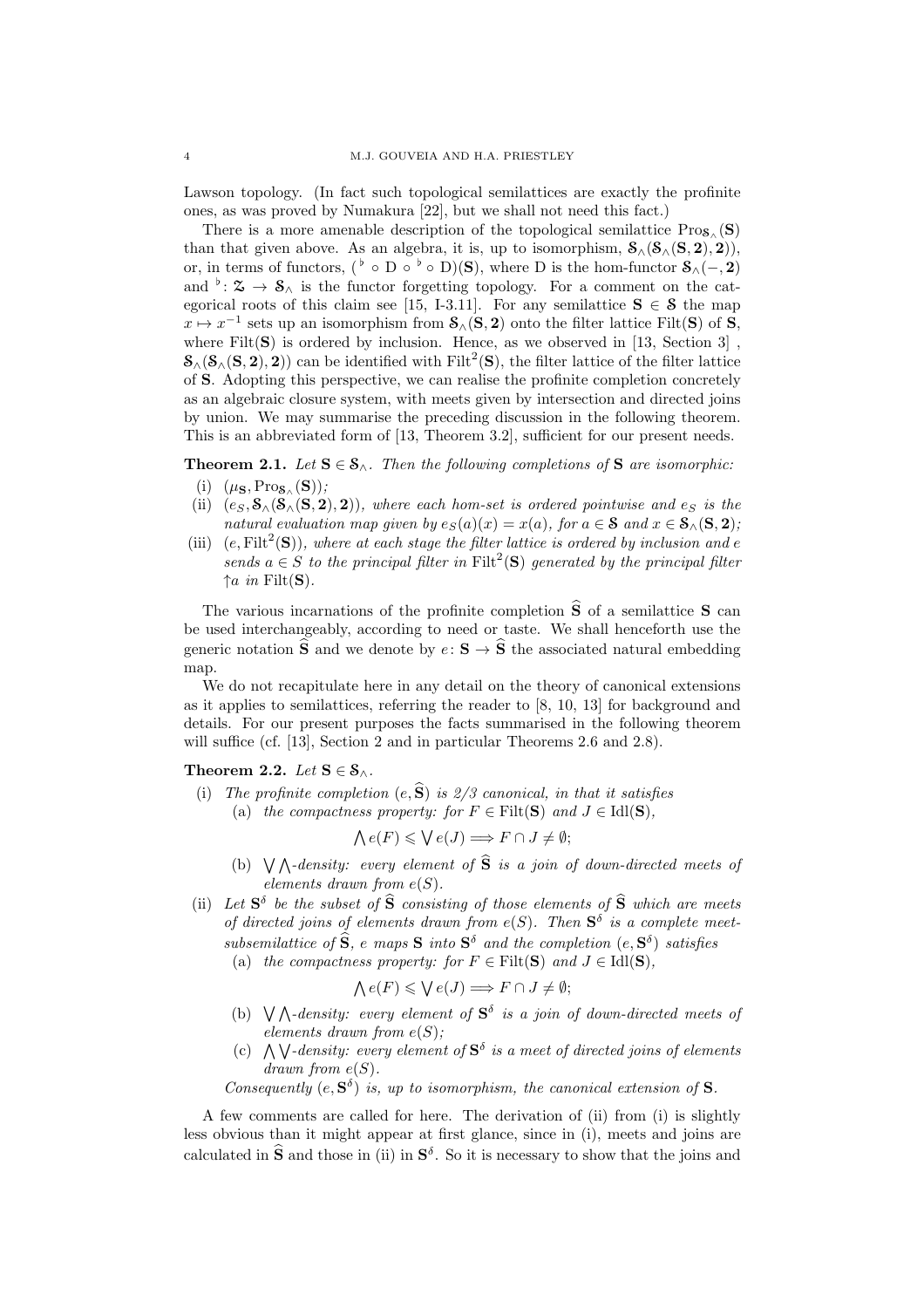Lawson topology. (In fact such topological semilattices are exactly the profinite ones, as was proved by Numakura [22], but we shall not need this fact.)

There is a more amenable description of the topological semilattice $\mathrm{Pro}_{\mathcal{S}_\wedge}(\mathbf{S})$ than that given above. As an algebra, it is, up to isomorphism, $\mathcal{S}_\wedge(\mathcal{S}_\wedge(\mathbf{S},\mathbf{2}),\mathbf{2}))$, or, in terms of functors, $({}^\flat \circ \mathrm{D} \circ {}^\flat \circ \mathrm{D})(\mathbf{S})$, where D is the hom-functor $\mathcal{S}_\wedge(-,\mathbf{2})$ and ${}^\flat \colon \mathfrak{Z} \to \mathcal{S}_\wedge$ is the functor forgetting topology. For a comment on the categorical roots of this claim see [15, I-3.11]. For any semilattice $\mathbf{S} \in \mathcal{S}$ the map $x \mapsto x^{-1}$ sets up an isomorphism from $\mathcal{S}_\wedge(\mathbf{S},\mathbf{2})$ onto the filter lattice $\mathrm{Filt}(\mathbf{S})$ of $\mathbf{S}$, where $\mathrm{Filt}(\mathbf{S})$ is ordered by inclusion. Hence, as we observed in [13, Section 3] , $\mathcal{S}_\wedge(\mathcal{S}_\wedge(\mathbf{S},\mathbf{2}),\mathbf{2}))$ can be identified with $\mathrm{Filt}^2(\mathbf{S})$, the filter lattice of the filter lattice of $\mathbf{S}$. Adopting this perspective, we can realise the profinite completion concretely as an algebraic closure system, with meets given by intersection and directed joins by union. We may summarise the preceding discussion in the following theorem. This is an abbreviated form of [13, Theorem 3.2], sufficient for our present needs.

**Theorem 2.1.** *Let $\mathbf{S} \in \mathcal{S}_\wedge$. Then the following completions of $\mathbf{S}$ are isomorphic:*

(i) *$(\mu_{\mathbf{S}}, \mathrm{Pro}_{\mathcal{S}_\wedge}(\mathbf{S}))$;*

(ii) *$(e_S, \mathcal{S}_\wedge(\mathcal{S}_\wedge(\mathbf{S},\mathbf{2}),\mathbf{2}))$, where each hom-set is ordered pointwise and $e_S$ is the natural evaluation map given by $e_S(a)(x) = x(a)$, for $a \in \mathcal{S}$ and $x \in \mathcal{S}_\wedge(\mathbf{S},\mathbf{2})$;*

(iii) *$(e, \mathrm{Filt}^2(\mathbf{S}))$, where at each stage the filter lattice is ordered by inclusion and $e$ sends $a \in S$ to the principal filter in $\mathrm{Filt}^2(\mathbf{S})$ generated by the principal filter $\uparrow a$ in $\mathrm{Filt}(\mathbf{S})$.*

The various incarnations of the profinite completion $\widehat{\mathbf{S}}$ of a semilattice $\mathbf{S}$ can be used interchangeably, according to need or taste. We shall henceforth use the generic notation $\widehat{\mathbf{S}}$ and we denote by $e \colon \mathbf{S} \to \widehat{\mathbf{S}}$ the associated natural embedding map.

We do not recapitulate here in any detail on the theory of canonical extensions as it applies to semilattices, referring the reader to [8, 10, 13] for background and details. For our present purposes the facts summarised in the following theorem will suffice (cf. [13], Section 2 and in particular Theorems 2.6 and 2.8).

**Theorem 2.2.** *Let $\mathbf{S} \in \mathcal{S}_\wedge$.*

(i) *The profinite completion $(e, \widehat{\mathbf{S}})$ is 2/3 canonical, in that it satisfies*
   (a) *the compactness property: for $F \in \mathrm{Filt}(\mathbf{S})$ and $J \in \mathrm{Idl}(\mathbf{S})$,*
   $$\bigwedge e(F) \leqslant \bigvee e(J) \Longrightarrow F \cap J \neq \emptyset;$$
   (b) *$\bigvee\bigwedge$-density: every element of $\widehat{\mathbf{S}}$ is a join of down-directed meets of elements drawn from $e(S)$.*

(ii) *Let $\mathbf{S}^\delta$ be the subset of $\widehat{\mathbf{S}}$ consisting of those elements of $\widehat{\mathbf{S}}$ which are meets of directed joins of elements drawn from $e(S)$. Then $\mathbf{S}^\delta$ is a complete meet-subsemilattice of $\widehat{\mathbf{S}}$, $e$ maps $\mathbf{S}$ into $\mathbf{S}^\delta$ and the completion $(e, \mathbf{S}^\delta)$ satisfies*
   (a) *the compactness property: for $F \in \mathrm{Filt}(\mathbf{S})$ and $J \in \mathrm{Idl}(\mathbf{S})$,*
   $$\bigwedge e(F) \leqslant \bigvee e(J) \Longrightarrow F \cap J \neq \emptyset;$$
   (b) *$\bigvee\bigwedge$-density: every element of $\mathbf{S}^\delta$ is a join of down-directed meets of elements drawn from $e(S)$;*
   (c) *$\bigwedge\bigvee$-density: every element of $\mathbf{S}^\delta$ is a meet of directed joins of elements drawn from $e(S)$.*

   *Consequently $(e, \mathbf{S}^\delta)$ is, up to isomorphism, the canonical extension of $\mathbf{S}$.*

A few comments are called for here. The derivation of (ii) from (i) is slightly less obvious than it might appear at first glance, since in (i), meets and joins are calculated in $\widehat{\mathbf{S}}$ and those in (ii) in $\mathbf{S}^\delta$. So it is necessary to show that the joins and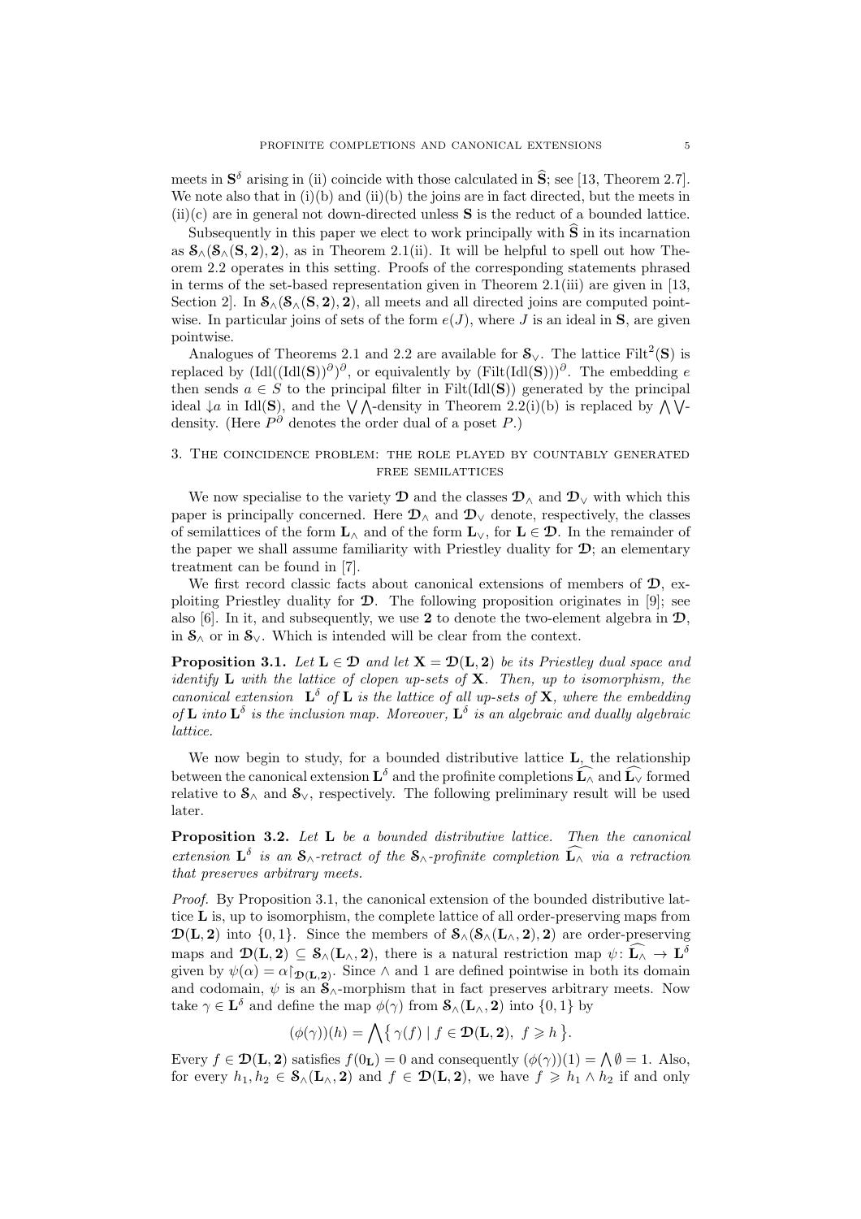meets in $\mathbf{S}^\delta$ arising in (ii) coincide with those calculated in $\widehat{\mathbf{S}}$; see [13, Theorem 2.7]. We note also that in (i)(b) and (ii)(b) the joins are in fact directed, but the meets in (ii)(c) are in general not down-directed unless $\mathbf{S}$ is the reduct of a bounded lattice.

Subsequently in this paper we elect to work principally with $\widehat{\mathbf{S}}$ in its incarnation as $\mathcal{S}_\wedge(\mathcal{S}_\wedge(\mathbf{S},\mathbf{2}),\mathbf{2})$, as in Theorem 2.1(ii). It will be helpful to spell out how Theorem 2.2 operates in this setting. Proofs of the corresponding statements phrased in terms of the set-based representation given in Theorem 2.1(iii) are given in [13, Section 2]. In $\mathcal{S}_\wedge(\mathcal{S}_\wedge(\mathbf{S},\mathbf{2}),\mathbf{2})$, all meets and all directed joins are computed pointwise. In particular joins of sets of the form $e(J)$, where $J$ is an ideal in $\mathbf{S}$, are given pointwise.

Analogues of Theorems 2.1 and 2.2 are available for $\mathcal{S}_\vee$. The lattice $\mathrm{Filt}^2(\mathbf{S})$ is replaced by $(\mathrm{Idl}((\mathrm{Idl}(\mathbf{S}))^\partial)^\partial$, or equivalently by $(\mathrm{Filt}(\mathrm{Idl}(\mathbf{S})))^\partial$. The embedding $e$ then sends $a \in S$ to the principal filter in $\mathrm{Filt}(\mathrm{Idl}(\mathbf{S}))$ generated by the principal ideal $\downarrow a$ in $\mathrm{Idl}(\mathbf{S})$, and the $\bigvee\bigwedge$-density in Theorem 2.2(i)(b) is replaced by $\bigwedge\bigvee$-density. (Here $P^\partial$ denotes the order dual of a poset $P$.)

## 3. The coincidence problem: the role played by countably generated free semilattices

We now specialise to the variety $\boldsymbol{\mathcal{D}}$ and the classes $\boldsymbol{\mathcal{D}}_\wedge$ and $\boldsymbol{\mathcal{D}}_\vee$ with which this paper is principally concerned. Here $\boldsymbol{\mathcal{D}}_\wedge$ and $\boldsymbol{\mathcal{D}}_\vee$ denote, respectively, the classes of semilattices of the form $\mathbf{L}_\wedge$ and of the form $\mathbf{L}_\vee$, for $\mathbf{L} \in \boldsymbol{\mathcal{D}}$. In the remainder of the paper we shall assume familiarity with Priestley duality for $\boldsymbol{\mathcal{D}}$; an elementary treatment can be found in [7].

We first record classic facts about canonical extensions of members of $\boldsymbol{\mathcal{D}}$, exploiting Priestley duality for $\boldsymbol{\mathcal{D}}$. The following proposition originates in [9]; see also [6]. In it, and subsequently, we use $\mathbf{2}$ to denote the two-element algebra in $\boldsymbol{\mathcal{D}}$, in $\mathcal{S}_\wedge$ or in $\mathcal{S}_\vee$. Which is intended will be clear from the context.

**Proposition 3.1.** *Let $\mathbf{L} \in \boldsymbol{\mathcal{D}}$ and let $\mathbf{X} = \boldsymbol{\mathcal{D}}(\mathbf{L},\mathbf{2})$ be its Priestley dual space and identify $\mathbf{L}$ with the lattice of clopen up-sets of $\mathbf{X}$. Then, up to isomorphism, the canonical extension $\mathbf{L}^\delta$ of $\mathbf{L}$ is the lattice of all up-sets of $\mathbf{X}$, where the embedding of $\mathbf{L}$ into $\mathbf{L}^\delta$ is the inclusion map. Moreover, $\mathbf{L}^\delta$ is an algebraic and dually algebraic lattice.*

We now begin to study, for a bounded distributive lattice $\mathbf{L}$, the relationship between the canonical extension $\mathbf{L}^\delta$ and the profinite completions $\widehat{\mathbf{L}_\wedge}$ and $\widehat{\mathbf{L}_\vee}$ formed relative to $\mathcal{S}_\wedge$ and $\mathcal{S}_\vee$, respectively. The following preliminary result will be used later.

**Proposition 3.2.** *Let $\mathbf{L}$ be a bounded distributive lattice. Then the canonical extension $\mathbf{L}^\delta$ is an $\mathcal{S}_\wedge$-retract of the $\mathcal{S}_\wedge$-profinite completion $\widehat{\mathbf{L}_\wedge}$ via a retraction that preserves arbitrary meets.*

*Proof.* By Proposition 3.1, the canonical extension of the bounded distributive lattice $\mathbf{L}$ is, up to isomorphism, the complete lattice of all order-preserving maps from $\boldsymbol{\mathcal{D}}(\mathbf{L},\mathbf{2})$ into $\{0,1\}$. Since the members of $\mathcal{S}_\wedge(\mathcal{S}_\wedge(\mathbf{L}_\wedge,\mathbf{2}),\mathbf{2})$ are order-preserving maps and $\boldsymbol{\mathcal{D}}(\mathbf{L},\mathbf{2}) \subseteq \mathcal{S}_\wedge(\mathbf{L}_\wedge,\mathbf{2})$, there is a natural restriction map $\psi\colon \widehat{\mathbf{L}_\wedge} \to \mathbf{L}^\delta$ given by $\psi(\alpha) = \alpha{\restriction}_{\boldsymbol{\mathcal{D}}(\mathbf{L},\mathbf{2})}$. Since $\wedge$ and $1$ are defined pointwise in both its domain and codomain, $\psi$ is an $\mathcal{S}_\wedge$-morphism that in fact preserves arbitrary meets. Now take $\gamma \in \mathbf{L}^\delta$ and define the map $\phi(\gamma)$ from $\mathcal{S}_\wedge(\mathbf{L}_\wedge,\mathbf{2})$ into $\{0,1\}$ by

$$(\phi(\gamma))(h) = \bigwedge\big\{\, \gamma(f) \mid f \in \boldsymbol{\mathcal{D}}(\mathbf{L},\mathbf{2}),\ f \geqslant h \,\big\}.$$

Every $f \in \boldsymbol{\mathcal{D}}(\mathbf{L},\mathbf{2})$ satisfies $f(0_\mathbf{L}) = 0$ and consequently $(\phi(\gamma))(1) = \bigwedge\emptyset = 1$. Also, for every $h_1, h_2 \in \mathcal{S}_\wedge(\mathbf{L}_\wedge,\mathbf{2})$ and $f \in \boldsymbol{\mathcal{D}}(\mathbf{L},\mathbf{2})$, we have $f \geqslant h_1 \wedge h_2$ if and only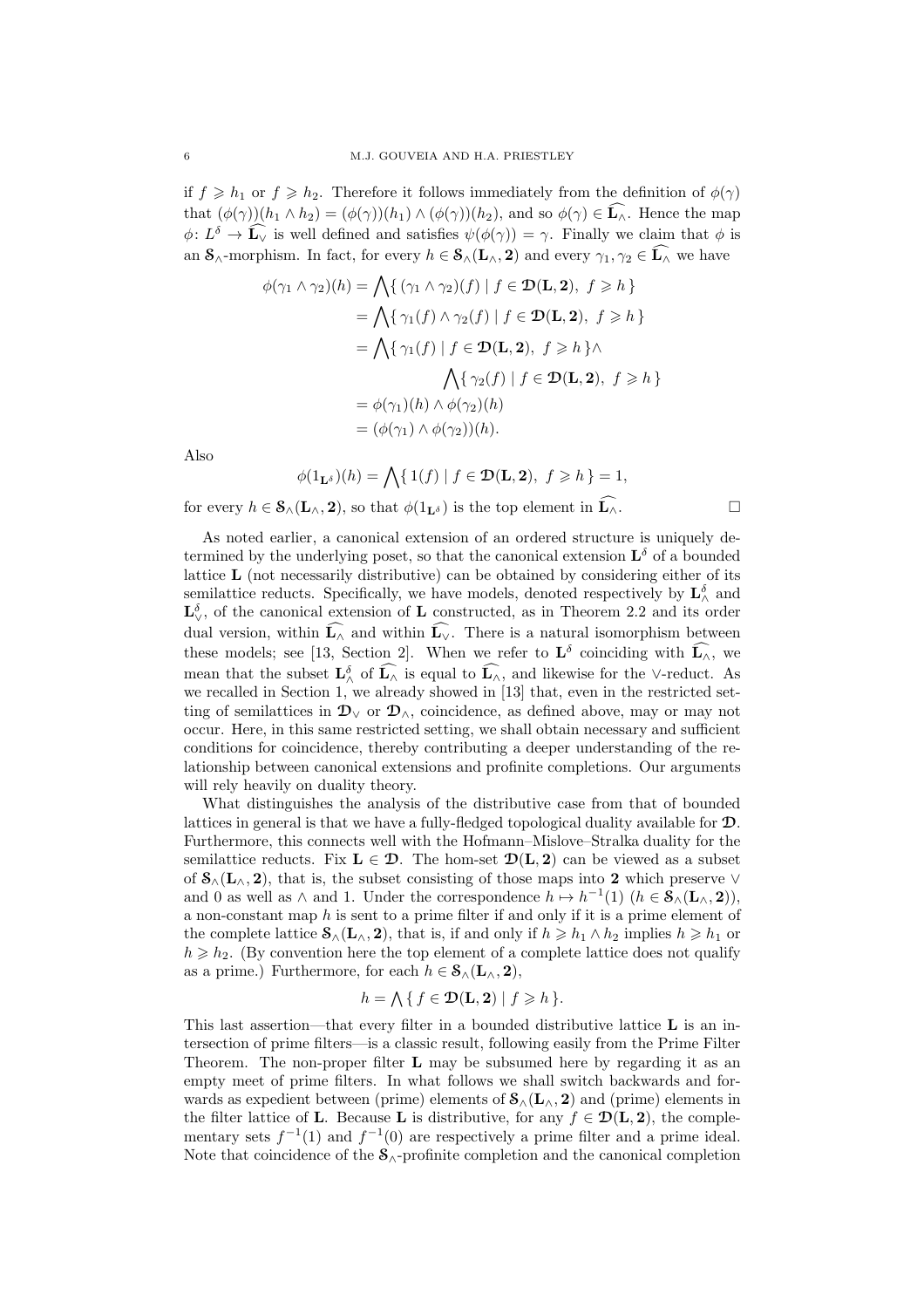if $f \geqslant h_1$ or $f \geqslant h_2$. Therefore it follows immediately from the definition of $\phi(\gamma)$ that $(\phi(\gamma))(h_1 \wedge h_2) = (\phi(\gamma))(h_1) \wedge (\phi(\gamma))(h_2)$, and so $\phi(\gamma) \in \widehat{\mathbf{L}_\wedge}$. Hence the map $\phi\colon L^\delta \to \widehat{\mathbf{L}_\vee}$ is well defined and satisfies $\psi(\phi(\gamma)) = \gamma$. Finally we claim that $\phi$ is an $\mathbf{S}_\wedge$-morphism. In fact, for every $h \in \mathbf{S}_\wedge(\mathbf{L}_\wedge, \mathbf{2})$ and every $\gamma_1, \gamma_2 \in \widehat{\mathbf{L}_\wedge}$ we have

$$
\begin{aligned}
\phi(\gamma_1 \wedge \gamma_2)(h) &= \bigwedge\{\, (\gamma_1 \wedge \gamma_2)(f) \mid f \in \mathbf{D}(\mathbf{L}, \mathbf{2}),\ f \geqslant h \,\} \\
&= \bigwedge\{\, \gamma_1(f) \wedge \gamma_2(f) \mid f \in \mathbf{D}(\mathbf{L}, \mathbf{2}),\ f \geqslant h \,\} \\
&= \bigwedge\{\, \gamma_1(f) \mid f \in \mathbf{D}(\mathbf{L}, \mathbf{2}),\ f \geqslant h \,\} \wedge \\
&\qquad\qquad \bigwedge\{\, \gamma_2(f) \mid f \in \mathbf{D}(\mathbf{L}, \mathbf{2}),\ f \geqslant h \,\} \\
&= \phi(\gamma_1)(h) \wedge \phi(\gamma_2)(h) \\
&= (\phi(\gamma_1) \wedge \phi(\gamma_2))(h).
\end{aligned}
$$

Also

$$
\phi(1_{\mathbf{L}^\delta})(h) = \bigwedge\{\, 1(f) \mid f \in \mathbf{D}(\mathbf{L}, \mathbf{2}),\ f \geqslant h \,\} = 1,
$$

for every $h \in \mathbf{S}_\wedge(\mathbf{L}_\wedge, \mathbf{2})$, so that $\phi(1_{\mathbf{L}^\delta})$ is the top element in $\widehat{\mathbf{L}_\wedge}$. $\square$

As noted earlier, a canonical extension of an ordered structure is uniquely determined by the underlying poset, so that the canonical extension $\mathbf{L}^\delta$ of a bounded lattice $\mathbf{L}$ (not necessarily distributive) can be obtained by considering either of its semilattice reducts. Specifically, we have models, denoted respectively by $\mathbf{L}^\delta_\wedge$ and $\mathbf{L}^\delta_\vee$, of the canonical extension of $\mathbf{L}$ constructed, as in Theorem 2.2 and its order dual version, within $\widehat{\mathbf{L}_\wedge}$ and within $\widehat{\mathbf{L}_\vee}$. There is a natural isomorphism between these models; see [13, Section 2]. When we refer to $\mathbf{L}^\delta$ coinciding with $\widehat{\mathbf{L}_\wedge}$, we mean that the subset $\mathbf{L}^\delta_\wedge$ of $\widehat{\mathbf{L}_\wedge}$ is equal to $\widehat{\mathbf{L}_\wedge}$, and likewise for the $\vee$-reduct. As we recalled in Section 1, we already showed in [13] that, even in the restricted setting of semilattices in $\mathbf{D}_\vee$ or $\mathbf{D}_\wedge$, coincidence, as defined above, may or may not occur. Here, in this same restricted setting, we shall obtain necessary and sufficient conditions for coincidence, thereby contributing a deeper understanding of the relationship between canonical extensions and profinite completions. Our arguments will rely heavily on duality theory.

What distinguishes the analysis of the distributive case from that of bounded lattices in general is that we have a fully-fledged topological duality available for $\mathbf{D}$. Furthermore, this connects well with the Hofmann–Mislove–Stralka duality for the semilattice reducts. Fix $\mathbf{L} \in \mathbf{D}$. The hom-set $\mathbf{D}(\mathbf{L}, \mathbf{2})$ can be viewed as a subset of $\mathbf{S}_\wedge(\mathbf{L}_\wedge, \mathbf{2})$, that is, the subset consisting of those maps into $\mathbf{2}$ which preserve $\vee$ and 0 as well as $\wedge$ and 1. Under the correspondence $h \mapsto h^{-1}(1)$ ($h \in \mathbf{S}_\wedge(\mathbf{L}_\wedge, \mathbf{2})$), a non-constant map $h$ is sent to a prime filter if and only if it is a prime element of the complete lattice $\mathbf{S}_\wedge(\mathbf{L}_\wedge, \mathbf{2})$, that is, if and only if $h \geqslant h_1 \wedge h_2$ implies $h \geqslant h_1$ or $h \geqslant h_2$. (By convention here the top element of a complete lattice does not qualify as a prime.) Furthermore, for each $h \in \mathbf{S}_\wedge(\mathbf{L}_\wedge, \mathbf{2})$,

$$
h = \bigwedge\{\, f \in \mathbf{D}(\mathbf{L}, \mathbf{2}) \mid f \geqslant h \,\}.
$$

This last assertion—that every filter in a bounded distributive lattice $\mathbf{L}$ is an intersection of prime filters—is a classic result, following easily from the Prime Filter Theorem. The non-proper filter $\mathbf{L}$ may be subsumed here by regarding it as an empty meet of prime filters. In what follows we shall switch backwards and forwards as expedient between (prime) elements of $\mathbf{S}_\wedge(\mathbf{L}_\wedge, \mathbf{2})$ and (prime) elements in the filter lattice of $\mathbf{L}$. Because $\mathbf{L}$ is distributive, for any $f \in \mathbf{D}(\mathbf{L}, \mathbf{2})$, the complementary sets $f^{-1}(1)$ and $f^{-1}(0)$ are respectively a prime filter and a prime ideal. Note that coincidence of the $\mathbf{S}_\wedge$-profinite completion and the canonical completion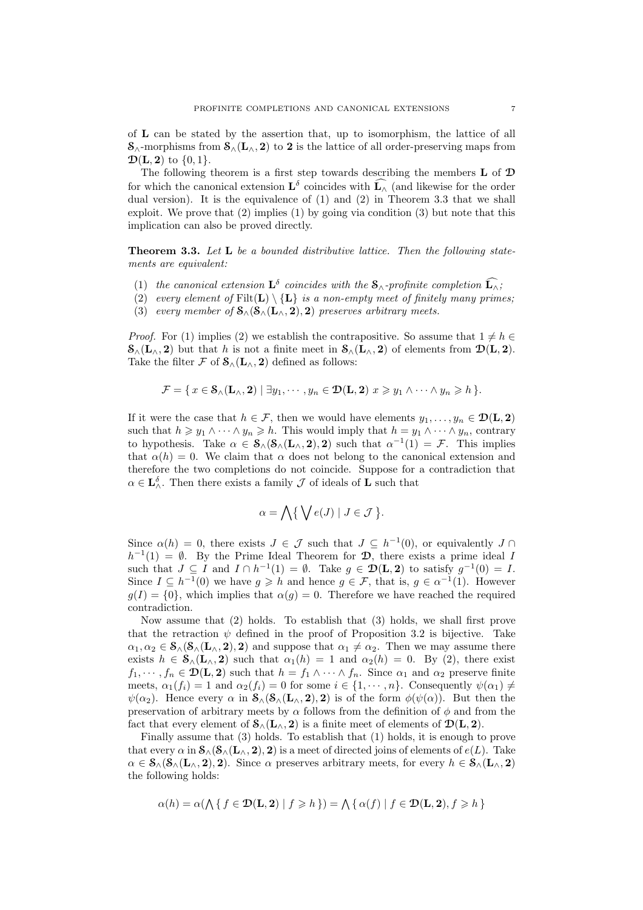of $\mathbf{L}$ can be stated by the assertion that, up to isomorphism, the lattice of all $\mathbf{S}_\wedge$-morphisms from $\mathbf{S}_\wedge(\mathbf{L}_\wedge, \mathbf{2})$ to $\mathbf{2}$ is the lattice of all order-preserving maps from $\mathbf{\mathfrak{D}}(\mathbf{L}, \mathbf{2})$ to $\{0, 1\}$.

The following theorem is a first step towards describing the members $\mathbf{L}$ of $\mathbf{\mathfrak{D}}$ for which the canonical extension $\mathbf{L}^\delta$ coincides with $\widehat{\mathbf{L}_\wedge}$ (and likewise for the order dual version). It is the equivalence of (1) and (2) in Theorem 3.3 that we shall exploit. We prove that (2) implies (1) by going via condition (3) but note that this implication can also be proved directly.

**Theorem 3.3.** *Let $\mathbf{L}$ be a bounded distributive lattice. Then the following statements are equivalent:*

1. *the canonical extension $\mathbf{L}^\delta$ coincides with the $\mathbf{S}_\wedge$-profinite completion $\widehat{\mathbf{L}_\wedge}$;*
2. *every element of $\mathrm{Filt}(\mathbf{L}) \setminus \{\mathbf{L}\}$ is a non-empty meet of finitely many primes;*
3. *every member of $\mathbf{S}_\wedge(\mathbf{S}_\wedge(\mathbf{L}_\wedge, \mathbf{2}), \mathbf{2})$ preserves arbitrary meets.*

*Proof.* For (1) implies (2) we establish the contrapositive. So assume that $1 \neq h \in \mathbf{S}_\wedge(\mathbf{L}_\wedge, \mathbf{2})$ but that $h$ is not a finite meet in $\mathbf{S}_\wedge(\mathbf{L}_\wedge, \mathbf{2})$ of elements from $\mathbf{\mathfrak{D}}(\mathbf{L}, \mathbf{2})$. Take the filter $\mathcal{F}$ of $\mathbf{S}_\wedge(\mathbf{L}_\wedge, \mathbf{2})$ defined as follows:

$$\mathcal{F} = \{\, x \in \mathbf{S}_\wedge(\mathbf{L}_\wedge, \mathbf{2}) \mid \exists y_1, \cdots, y_n \in \mathbf{\mathfrak{D}}(\mathbf{L}, \mathbf{2}) \; x \geqslant y_1 \wedge \cdots \wedge y_n \geqslant h \,\}.$$

If it were the case that $h \in \mathcal{F}$, then we would have elements $y_1, \ldots, y_n \in \mathbf{\mathfrak{D}}(\mathbf{L}, \mathbf{2})$ such that $h \geqslant y_1 \wedge \cdots \wedge y_n \geqslant h$. This would imply that $h = y_1 \wedge \cdots \wedge y_n$, contrary to hypothesis. Take $\alpha \in \mathbf{S}_\wedge(\mathbf{S}_\wedge(\mathbf{L}_\wedge, \mathbf{2}), \mathbf{2})$ such that $\alpha^{-1}(1) = \mathcal{F}$. This implies that $\alpha(h) = 0$. We claim that $\alpha$ does not belong to the canonical extension and therefore the two completions do not coincide. Suppose for a contradiction that $\alpha \in \mathbf{L}^\delta_\wedge$. Then there exists a family $\mathcal{J}$ of ideals of $\mathbf{L}$ such that

$$\alpha = \bigwedge \{\, \bigvee e(J) \mid J \in \mathcal{J} \,\}.$$

Since $\alpha(h) = 0$, there exists $J \in \mathcal{J}$ such that $J \subseteq h^{-1}(0)$, or equivalently $J \cap h^{-1}(1) = \emptyset$. By the Prime Ideal Theorem for $\mathbf{\mathfrak{D}}$, there exists a prime ideal $I$ such that $J \subseteq I$ and $I \cap h^{-1}(1) = \emptyset$. Take $g \in \mathbf{\mathfrak{D}}(\mathbf{L}, \mathbf{2})$ to satisfy $g^{-1}(0) = I$. Since $I \subseteq h^{-1}(0)$ we have $g \geqslant h$ and hence $g \in \mathcal{F}$, that is, $g \in \alpha^{-1}(1)$. However $g(I) = \{0\}$, which implies that $\alpha(g) = 0$. Therefore we have reached the required contradiction.

Now assume that (2) holds. To establish that (3) holds, we shall first prove that the retraction $\psi$ defined in the proof of Proposition 3.2 is bijective. Take $\alpha_1, \alpha_2 \in \mathbf{S}_\wedge(\mathbf{S}_\wedge(\mathbf{L}_\wedge, \mathbf{2}), \mathbf{2})$ and suppose that $\alpha_1 \neq \alpha_2$. Then we may assume there exists $h \in \mathbf{S}_\wedge(\mathbf{L}_\wedge, \mathbf{2})$ such that $\alpha_1(h) = 1$ and $\alpha_2(h) = 0$. By (2), there exist $f_1, \cdots, f_n \in \mathbf{\mathfrak{D}}(\mathbf{L}, \mathbf{2})$ such that $h = f_1 \wedge \cdots \wedge f_n$. Since $\alpha_1$ and $\alpha_2$ preserve finite meets, $\alpha_1(f_i) = 1$ and $\alpha_2(f_i) = 0$ for some $i \in \{1, \cdots, n\}$. Consequently $\psi(\alpha_1) \neq \psi(\alpha_2)$. Hence every $\alpha$ in $\mathbf{S}_\wedge(\mathbf{S}_\wedge(\mathbf{L}_\wedge, \mathbf{2}), \mathbf{2})$ is of the form $\phi(\psi(\alpha))$. But then the preservation of arbitrary meets by $\alpha$ follows from the definition of $\phi$ and from the fact that every element of $\mathbf{S}_\wedge(\mathbf{L}_\wedge, \mathbf{2})$ is a finite meet of elements of $\mathbf{\mathfrak{D}}(\mathbf{L}, \mathbf{2})$.

Finally assume that (3) holds. To establish that (1) holds, it is enough to prove that every $\alpha$ in $\mathbf{S}_\wedge(\mathbf{S}_\wedge(\mathbf{L}_\wedge, \mathbf{2}), \mathbf{2})$ is a meet of directed joins of elements of $e(L)$. Take $\alpha \in \mathbf{S}_\wedge(\mathbf{S}_\wedge(\mathbf{L}_\wedge, \mathbf{2}), \mathbf{2})$. Since $\alpha$ preserves arbitrary meets, for every $h \in \mathbf{S}_\wedge(\mathbf{L}_\wedge, \mathbf{2})$ the following holds:

$$\alpha(h) = \alpha(\bigwedge \{\, f \in \mathbf{\mathfrak{D}}(\mathbf{L}, \mathbf{2}) \mid f \geqslant h \,\}) = \bigwedge \{\, \alpha(f) \mid f \in \mathbf{\mathfrak{D}}(\mathbf{L}, \mathbf{2}), f \geqslant h \,\}$$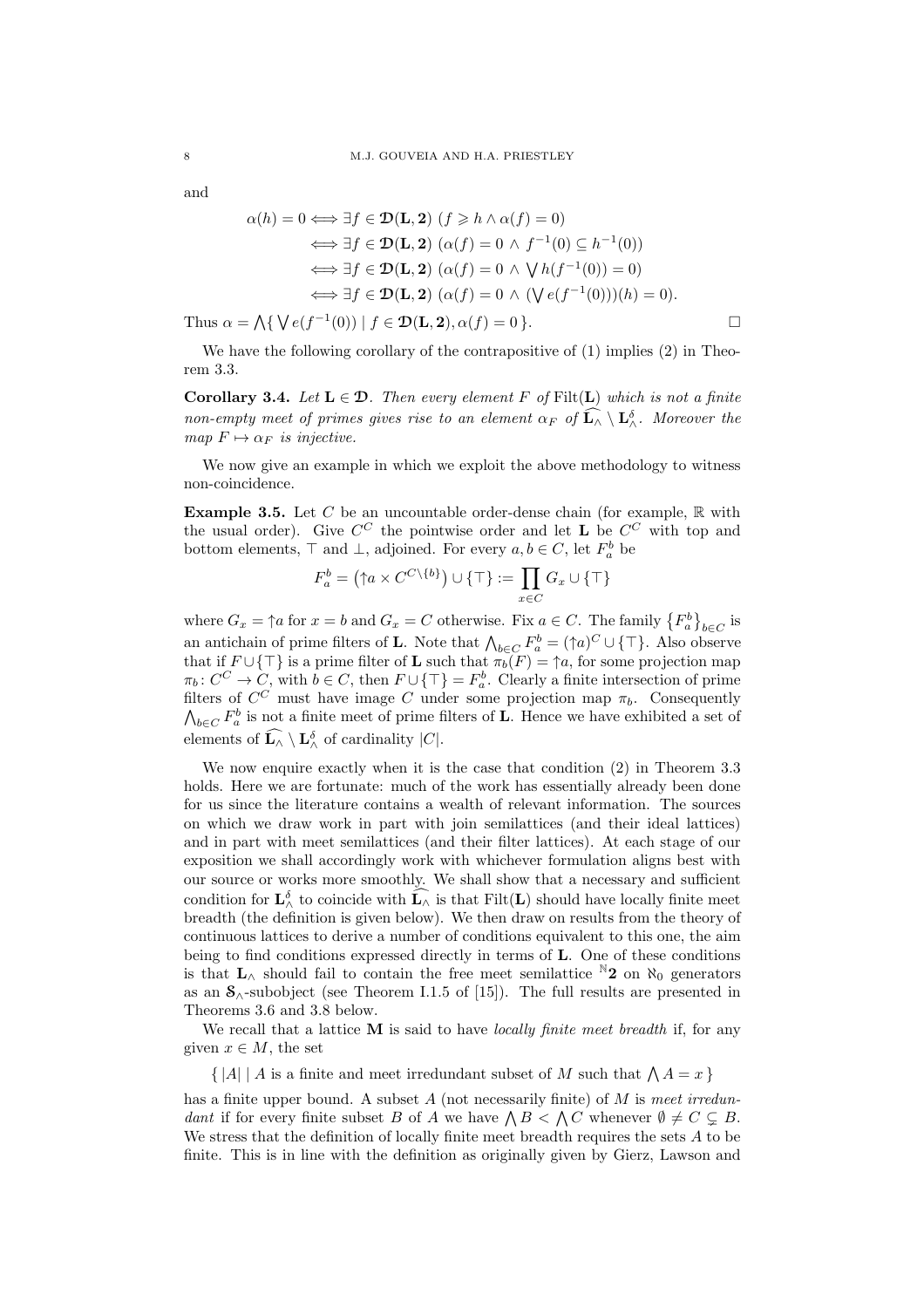and

$$\begin{aligned}
\alpha(h) = 0 &\iff \exists f \in \mathfrak{D}(\mathbf{L}, \mathbf{2}) \ (f \geqslant h \wedge \alpha(f) = 0) \\
&\iff \exists f \in \mathfrak{D}(\mathbf{L}, \mathbf{2}) \ (\alpha(f) = 0 \ \wedge \ f^{-1}(0) \subseteq h^{-1}(0)) \\
&\iff \exists f \in \mathfrak{D}(\mathbf{L}, \mathbf{2}) \ (\alpha(f) = 0 \ \wedge \ \textstyle\bigvee h(f^{-1}(0)) = 0) \\
&\iff \exists f \in \mathfrak{D}(\mathbf{L}, \mathbf{2}) \ (\alpha(f) = 0 \ \wedge \ (\textstyle\bigvee e(f^{-1}(0)))(h) = 0).
\end{aligned}$$

Thus $\alpha = \bigwedge\{ \bigvee e(f^{-1}(0)) \mid f \in \mathfrak{D}(\mathbf{L}, \mathbf{2}), \alpha(f) = 0 \}$. □

We have the following corollary of the contrapositive of (1) implies (2) in Theorem 3.3.

**Corollary 3.4.** *Let $\mathbf{L} \in \mathfrak{D}$. Then every element $F$ of $\mathrm{Filt}(\mathbf{L})$ which is not a finite non-empty meet of primes gives rise to an element $\alpha_F$ of $\widehat{\mathbf{L}_\wedge} \setminus \mathbf{L}^\delta_\wedge$. Moreover the map $F \mapsto \alpha_F$ is injective.*

We now give an example in which we exploit the above methodology to witness non-coincidence.

**Example 3.5.** Let $C$ be an uncountable order-dense chain (for example, $\mathbb{R}$ with the usual order). Give $C^C$ the pointwise order and let $\mathbf{L}$ be $C^C$ with top and bottom elements, $\top$ and $\bot$, adjoined. For every $a, b \in C$, let $F^b_a$ be

$$F^b_a = \left(\uparrow a \times C^{C \setminus \{b\}}\right) \cup \{\top\} := \prod_{x \in C} G_x \cup \{\top\}$$

where $G_x = \uparrow a$ for $x = b$ and $G_x = C$ otherwise. Fix $a \in C$. The family $\left\{F^b_a\right\}_{b \in C}$ is an antichain of prime filters of $\mathbf{L}$. Note that $\bigwedge_{b \in C} F^b_a = (\uparrow a)^C \cup \{\top\}$. Also observe that if $F \cup \{\top\}$ is a prime filter of $\mathbf{L}$ such that $\pi_b(F) = \uparrow a$, for some projection map $\pi_b \colon C^C \to C$, with $b \in C$, then $F \cup \{\top\} = F^b_a$. Clearly a finite intersection of prime filters of $C^C$ must have image $C$ under some projection map $\pi_b$. Consequently $\bigwedge_{b \in C} F^b_a$ is not a finite meet of prime filters of $\mathbf{L}$. Hence we have exhibited a set of elements of $\widehat{\mathbf{L}_\wedge} \setminus \mathbf{L}^\delta_\wedge$ of cardinality $|C|$.

We now enquire exactly when it is the case that condition (2) in Theorem 3.3 holds. Here we are fortunate: much of the work has essentially already been done for us since the literature contains a wealth of relevant information. The sources on which we draw work in part with join semilattices (and their ideal lattices) and in part with meet semilattices (and their filter lattices). At each stage of our exposition we shall accordingly work with whichever formulation aligns best with our source or works more smoothly. We shall show that a necessary and sufficient condition for $\mathbf{L}^\delta_\wedge$ to coincide with $\widehat{\mathbf{L}_\wedge}$ is that $\mathrm{Filt}(\mathbf{L})$ should have locally finite meet breadth (the definition is given below). We then draw on results from the theory of continuous lattices to derive a number of conditions equivalent to this one, the aim being to find conditions expressed directly in terms of $\mathbf{L}$. One of these conditions is that $\mathbf{L}_\wedge$ should fail to contain the free meet semilattice ${}^{\mathbb{N}}\mathbf{2}$ on $\aleph_0$ generators as an $\mathfrak{S}_\wedge$-subobject (see Theorem I.1.5 of [15]). The full results are presented in Theorems 3.6 and 3.8 below.

We recall that a lattice $\mathbf{M}$ is said to have *locally finite meet breadth* if, for any given $x \in M$, the set

$$\{\, |A| \mid A \text{ is a finite and meet irredundant subset of } M \text{ such that } \textstyle\bigwedge A = x \,\}$$

has a finite upper bound. A subset $A$ (not necessarily finite) of $M$ is *meet irredundant* if for every finite subset $B$ of $A$ we have $\bigwedge B < \bigwedge C$ whenever $\emptyset \neq C \subsetneq B$. We stress that the definition of locally finite meet breadth requires the sets $A$ to be finite. This is in line with the definition as originally given by Gierz, Lawson and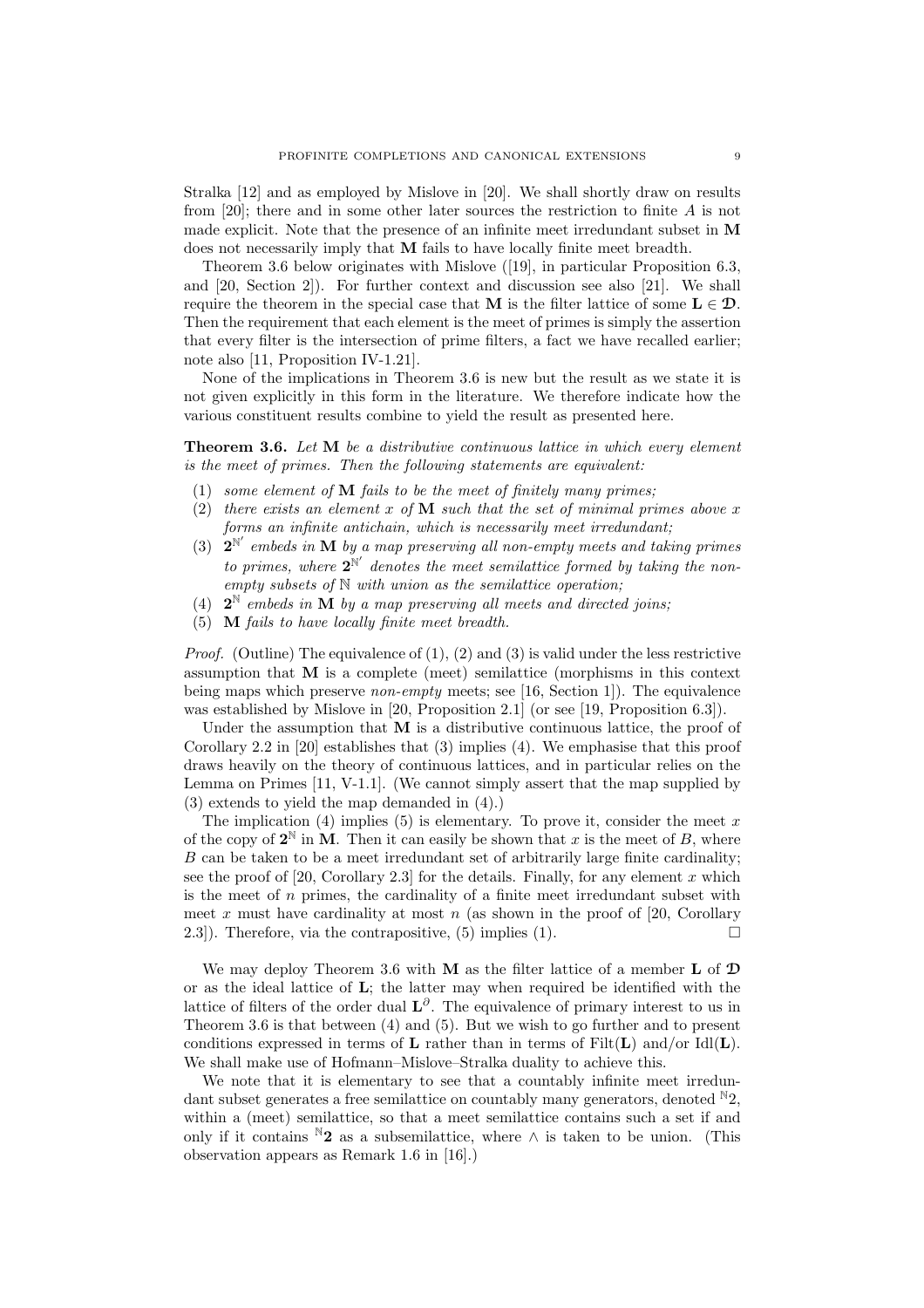Stralka [12] and as employed by Mislove in [20]. We shall shortly draw on results from [20]; there and in some other later sources the restriction to finite $A$ is not made explicit. Note that the presence of an infinite meet irredundant subset in $\mathbf{M}$ does not necessarily imply that $\mathbf{M}$ fails to have locally finite meet breadth.

Theorem 3.6 below originates with Mislove ([19], in particular Proposition 6.3, and [20, Section 2]). For further context and discussion see also [21]. We shall require the theorem in the special case that $\mathbf{M}$ is the filter lattice of some $\mathbf{L} \in \mathfrak{D}$. Then the requirement that each element is the meet of primes is simply the assertion that every filter is the intersection of prime filters, a fact we have recalled earlier; note also [11, Proposition IV-1.21].

None of the implications in Theorem 3.6 is new but the result as we state it is not given explicitly in this form in the literature. We therefore indicate how the various constituent results combine to yield the result as presented here.

**Theorem 3.6.** *Let $\mathbf{M}$ be a distributive continuous lattice in which every element is the meet of primes. Then the following statements are equivalent:*

1. *some element of $\mathbf{M}$ fails to be the meet of finitely many primes;*
2. *there exists an element $x$ of $\mathbf{M}$ such that the set of minimal primes above $x$ forms an infinite antichain, which is necessarily meet irredundant;*
3. *$\mathbf{2}^{\mathbb{N}'}$ embeds in $\mathbf{M}$ by a map preserving all non-empty meets and taking primes to primes, where $\mathbf{2}^{\mathbb{N}'}$ denotes the meet semilattice formed by taking the non-empty subsets of $\mathbb{N}$ with union as the semilattice operation;*
4. *$\mathbf{2}^{\mathbb{N}}$ embeds in $\mathbf{M}$ by a map preserving all meets and directed joins;*
5. *$\mathbf{M}$ fails to have locally finite meet breadth.*

*Proof.* (Outline) The equivalence of (1), (2) and (3) is valid under the less restrictive assumption that $\mathbf{M}$ is a complete (meet) semilattice (morphisms in this context being maps which preserve *non-empty* meets; see [16, Section 1]). The equivalence was established by Mislove in [20, Proposition 2.1] (or see [19, Proposition 6.3]).

Under the assumption that $\mathbf{M}$ is a distributive continuous lattice, the proof of Corollary 2.2 in [20] establishes that (3) implies (4). We emphasise that this proof draws heavily on the theory of continuous lattices, and in particular relies on the Lemma on Primes [11, V-1.1]. (We cannot simply assert that the map supplied by (3) extends to yield the map demanded in (4).)

The implication (4) implies (5) is elementary. To prove it, consider the meet $x$ of the copy of $\mathbf{2}^{\mathbb{N}}$ in $\mathbf{M}$. Then it can easily be shown that $x$ is the meet of $B$, where $B$ can be taken to be a meet irredundant set of arbitrarily large finite cardinality; see the proof of [20, Corollary 2.3] for the details. Finally, for any element $x$ which is the meet of $n$ primes, the cardinality of a finite meet irredundant subset with meet $x$ must have cardinality at most $n$ (as shown in the proof of [20, Corollary 2.3]). Therefore, via the contrapositive, (5) implies (1). □

We may deploy Theorem 3.6 with $\mathbf{M}$ as the filter lattice of a member $\mathbf{L}$ of $\mathfrak{D}$ or as the ideal lattice of $\mathbf{L}$; the latter may when required be identified with the lattice of filters of the order dual $\mathbf{L}^{\partial}$. The equivalence of primary interest to us in Theorem 3.6 is that between (4) and (5). But we wish to go further and to present conditions expressed in terms of $\mathbf{L}$ rather than in terms of $\mathrm{Filt}(\mathbf{L})$ and/or $\mathrm{Idl}(\mathbf{L})$. We shall make use of Hofmann–Mislove–Stralka duality to achieve this.

We note that it is elementary to see that a countably infinite meet irredundant subset generates a free semilattice on countably many generators, denoted ${}^{\mathbb{N}}2$, within a (meet) semilattice, so that a meet semilattice contains such a set if and only if it contains ${}^{\mathbb{N}}\mathbf{2}$ as a subsemilattice, where $\wedge$ is taken to be union. (This observation appears as Remark 1.6 in [16].)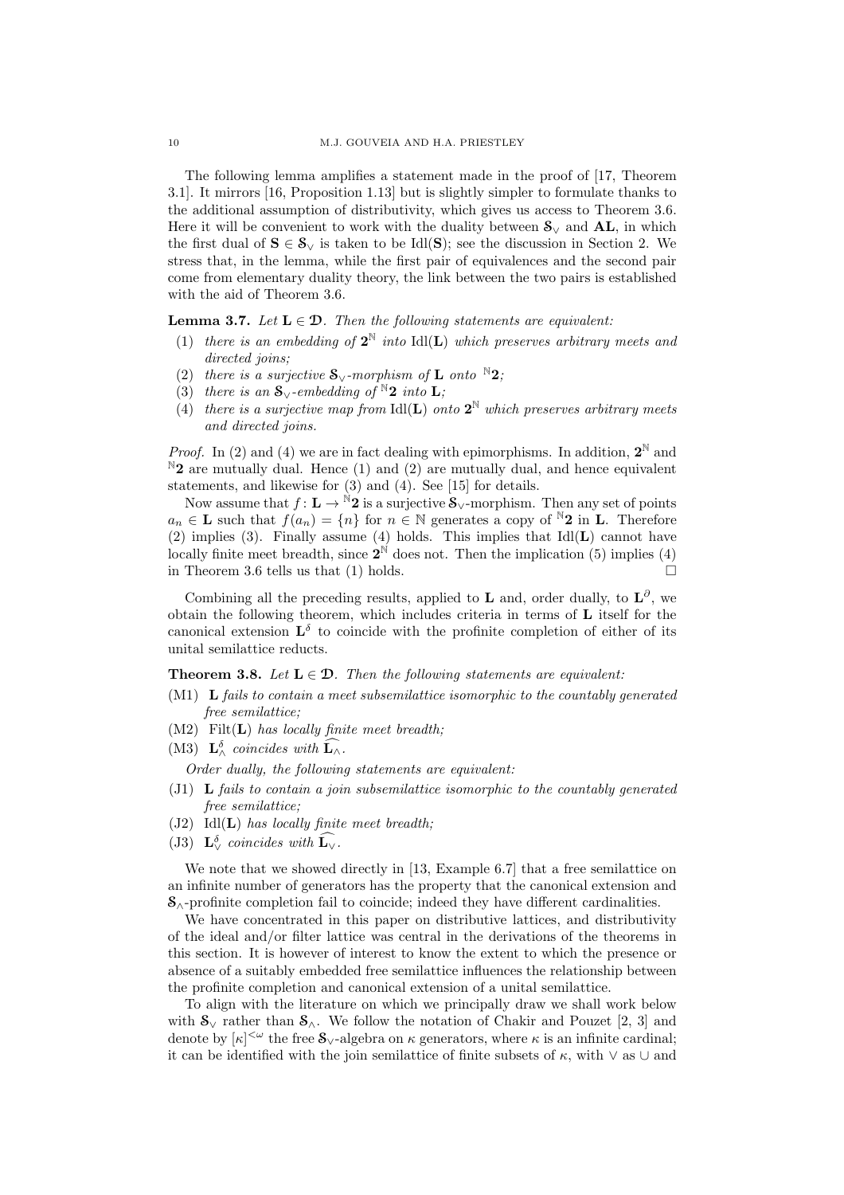The following lemma amplifies a statement made in the proof of [17, Theorem 3.1]. It mirrors [16, Proposition 1.13] but is slightly simpler to formulate thanks to the additional assumption of distributivity, which gives us access to Theorem 3.6. Here it will be convenient to work with the duality between $\mathfrak{S}_\vee$ and $\mathbf{AL}$, in which the first dual of $\mathbf{S} \in \mathfrak{S}_\vee$ is taken to be $\mathrm{Idl}(\mathbf{S})$; see the discussion in Section 2. We stress that, in the lemma, while the first pair of equivalences and the second pair come from elementary duality theory, the link between the two pairs is established with the aid of Theorem 3.6.

**Lemma 3.7.** *Let $\mathbf{L} \in \mathfrak{D}$. Then the following statements are equivalent:*

1. *there is an embedding of $\mathbf{2}^{\mathbb{N}}$ into $\mathrm{Idl}(\mathbf{L})$ which preserves arbitrary meets and directed joins;*
2. *there is a surjective $\mathfrak{S}_\vee$-morphism of $\mathbf{L}$ onto ${}^{\mathbb{N}}\mathbf{2}$;*
3. *there is an $\mathfrak{S}_\vee$-embedding of ${}^{\mathbb{N}}\mathbf{2}$ into $\mathbf{L}$;*
4. *there is a surjective map from $\mathrm{Idl}(\mathbf{L})$ onto $\mathbf{2}^{\mathbb{N}}$ which preserves arbitrary meets and directed joins.*

*Proof.* In (2) and (4) we are in fact dealing with epimorphisms. In addition, $\mathbf{2}^{\mathbb{N}}$ and ${}^{\mathbb{N}}\mathbf{2}$ are mutually dual. Hence (1) and (2) are mutually dual, and hence equivalent statements, and likewise for (3) and (4). See [15] for details.

Now assume that $f \colon \mathbf{L} \to {}^{\mathbb{N}}\mathbf{2}$ is a surjective $\mathfrak{S}_\vee$-morphism. Then any set of points $a_n \in \mathbf{L}$ such that $f(a_n) = \{n\}$ for $n \in \mathbb{N}$ generates a copy of ${}^{\mathbb{N}}\mathbf{2}$ in $\mathbf{L}$. Therefore (2) implies (3). Finally assume (4) holds. This implies that $\mathrm{Idl}(\mathbf{L})$ cannot have locally finite meet breadth, since $\mathbf{2}^{\mathbb{N}}$ does not. Then the implication (5) implies (4) in Theorem 3.6 tells us that (1) holds. □

Combining all the preceding results, applied to $\mathbf{L}$ and, order dually, to $\mathbf{L}^\partial$, we obtain the following theorem, which includes criteria in terms of $\mathbf{L}$ itself for the canonical extension $\mathbf{L}^\delta$ to coincide with the profinite completion of either of its unital semilattice reducts.

**Theorem 3.8.** *Let $\mathbf{L} \in \mathfrak{D}$. Then the following statements are equivalent:*

- (M1) *$\mathbf{L}$ fails to contain a meet subsemilattice isomorphic to the countably generated free semilattice;*
- (M2) *$\mathrm{Filt}(\mathbf{L})$ has locally finite meet breadth;*
- (M3) *$\mathbf{L}^\delta_\wedge$ coincides with $\widehat{\mathbf{L}_\wedge}$.*

*Order dually, the following statements are equivalent:*

- (J1) *$\mathbf{L}$ fails to contain a join subsemilattice isomorphic to the countably generated free semilattice;*
- (J2) *$\mathrm{Idl}(\mathbf{L})$ has locally finite meet breadth;*
- (J3) *$\mathbf{L}^\delta_\vee$ coincides with $\widehat{\mathbf{L}_\vee}$.*

We note that we showed directly in [13, Example 6.7] that a free semilattice on an infinite number of generators has the property that the canonical extension and $\mathfrak{S}_\wedge$-profinite completion fail to coincide; indeed they have different cardinalities.

We have concentrated in this paper on distributive lattices, and distributivity of the ideal and/or filter lattice was central in the derivations of the theorems in this section. It is however of interest to know the extent to which the presence or absence of a suitably embedded free semilattice influences the relationship between the profinite completion and canonical extension of a unital semilattice.

To align with the literature on which we principally draw we shall work below with $\mathfrak{S}_\vee$ rather than $\mathfrak{S}_\wedge$. We follow the notation of Chakir and Pouzet [2, 3] and denote by $[\kappa]^{<\omega}$ the free $\mathfrak{S}_\vee$-algebra on $\kappa$ generators, where $\kappa$ is an infinite cardinal; it can be identified with the join semilattice of finite subsets of $\kappa$, with $\vee$ as $\cup$ and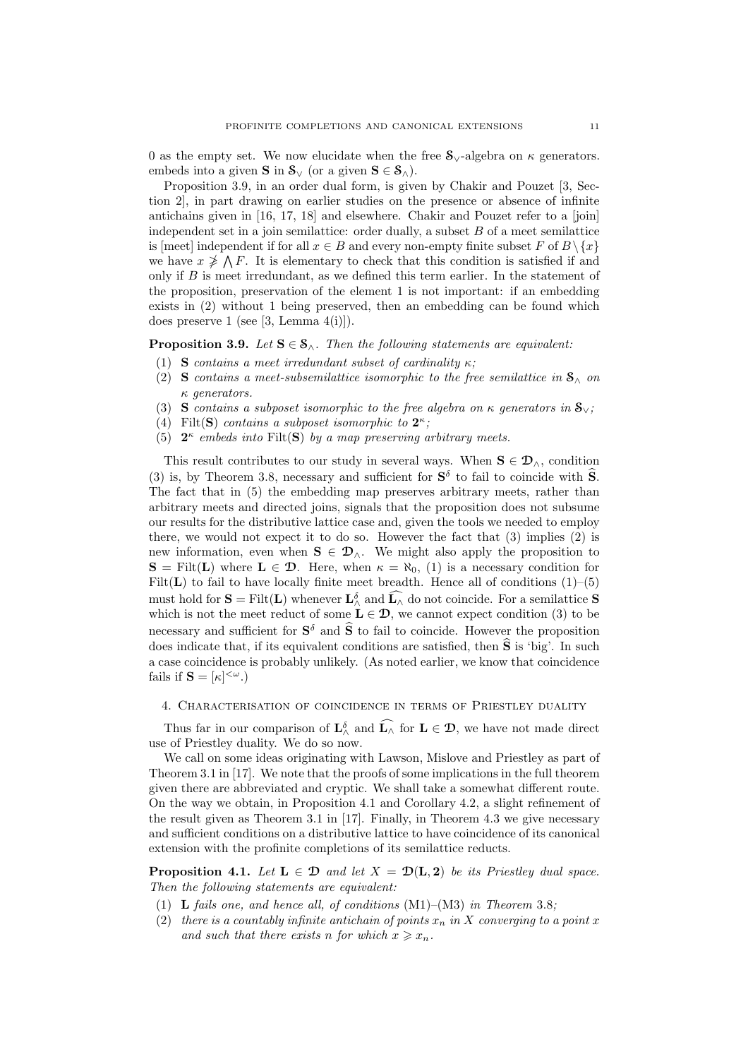0 as the empty set. We now elucidate when the free $\mathbf{S}_\vee$-algebra on $\kappa$ generators. embeds into a given $\mathbf{S}$ in $\mathbf{S}_\vee$ (or a given $\mathbf{S} \in \mathbf{S}_\wedge$).

Proposition 3.9, in an order dual form, is given by Chakir and Pouzet [3, Section 2], in part drawing on earlier studies on the presence or absence of infinite antichains given in [16, 17, 18] and elsewhere. Chakir and Pouzet refer to a [join] independent set in a join semilattice: order dually, a subset $B$ of a meet semilattice is [meet] independent if for all $x \in B$ and every non-empty finite subset $F$ of $B \setminus \{x\}$ we have $x \ngeqslant \bigwedge F$. It is elementary to check that this condition is satisfied if and only if $B$ is meet irredundant, as we defined this term earlier. In the statement of the proposition, preservation of the element 1 is not important: if an embedding exists in (2) without 1 being preserved, then an embedding can be found which does preserve 1 (see [3, Lemma 4(i)]).

**Proposition 3.9.** *Let $\mathbf{S} \in \mathbf{S}_\wedge$. Then the following statements are equivalent:*

1. $\mathbf{S}$ *contains a meet irredundant subset of cardinality $\kappa$;*
2. $\mathbf{S}$ *contains a meet-subsemilattice isomorphic to the free semilattice in $\mathbf{S}_\wedge$ on $\kappa$ generators.*
3. $\mathbf{S}$ *contains a subposet isomorphic to the free algebra on $\kappa$ generators in $\mathbf{S}_\vee$;*
4. $\mathrm{Filt}(\mathbf{S})$ *contains a subposet isomorphic to $\mathbf{2}^\kappa$;*
5. $\mathbf{2}^\kappa$ *embeds into $\mathrm{Filt}(\mathbf{S})$ by a map preserving arbitrary meets.*

This result contributes to our study in several ways. When $\mathbf{S} \in \mathbf{D}_\wedge$, condition (3) is, by Theorem 3.8, necessary and sufficient for $\mathbf{S}^\delta$ to fail to coincide with $\widehat{\mathbf{S}}$. The fact that in (5) the embedding map preserves arbitrary meets, rather than arbitrary meets and directed joins, signals that the proposition does not subsume our results for the distributive lattice case and, given the tools we needed to employ there, we would not expect it to do so. However the fact that (3) implies (2) is new information, even when $\mathbf{S} \in \mathbf{D}_\wedge$. We might also apply the proposition to $\mathbf{S} = \mathrm{Filt}(\mathbf{L})$ where $\mathbf{L} \in \mathbf{D}$. Here, when $\kappa = \aleph_0$, (1) is a necessary condition for $\mathrm{Filt}(\mathbf{L})$ to fail to have locally finite meet breadth. Hence all of conditions (1)–(5) must hold for $\mathbf{S} = \mathrm{Filt}(\mathbf{L})$ whenever $\mathbf{L}^\delta_\wedge$ and $\widehat{\mathbf{L}_\wedge}$ do not coincide. For a semilattice $\mathbf{S}$ which is not the meet reduct of some $\mathbf{L} \in \mathbf{D}$, we cannot expect condition (3) to be necessary and sufficient for $\mathbf{S}^\delta$ and $\widehat{\mathbf{S}}$ to fail to coincide. However the proposition does indicate that, if its equivalent conditions are satisfied, then $\widehat{\mathbf{S}}$ is 'big'. In such a case coincidence is probably unlikely. (As noted earlier, we know that coincidence fails if $\mathbf{S} = [\kappa]^{<\omega}$.)

## 4. Characterisation of coincidence in terms of Priestley duality

Thus far in our comparison of $\mathbf{L}^\delta_\wedge$ and $\widehat{\mathbf{L}_\wedge}$ for $\mathbf{L} \in \mathbf{D}$, we have not made direct use of Priestley duality. We do so now.

We call on some ideas originating with Lawson, Mislove and Priestley as part of Theorem 3.1 in [17]. We note that the proofs of some implications in the full theorem given there are abbreviated and cryptic. We shall take a somewhat different route. On the way we obtain, in Proposition 4.1 and Corollary 4.2, a slight refinement of the result given as Theorem 3.1 in [17]. Finally, in Theorem 4.3 we give necessary and sufficient conditions on a distributive lattice to have coincidence of its canonical extension with the profinite completions of its semilattice reducts.

**Proposition 4.1.** *Let $\mathbf{L} \in \mathbf{D}$ and let $X = \mathbf{D}(\mathbf{L}, \mathbf{2})$ be its Priestley dual space. Then the following statements are equivalent:*

1. $\mathbf{L}$ *fails one, and hence all, of conditions* (M1)–(M3) *in Theorem* 3.8*;*
2. *there is a countably infinite antichain of points $x_n$ in $X$ converging to a point $x$ and such that there exists $n$ for which $x \geqslant x_n$.*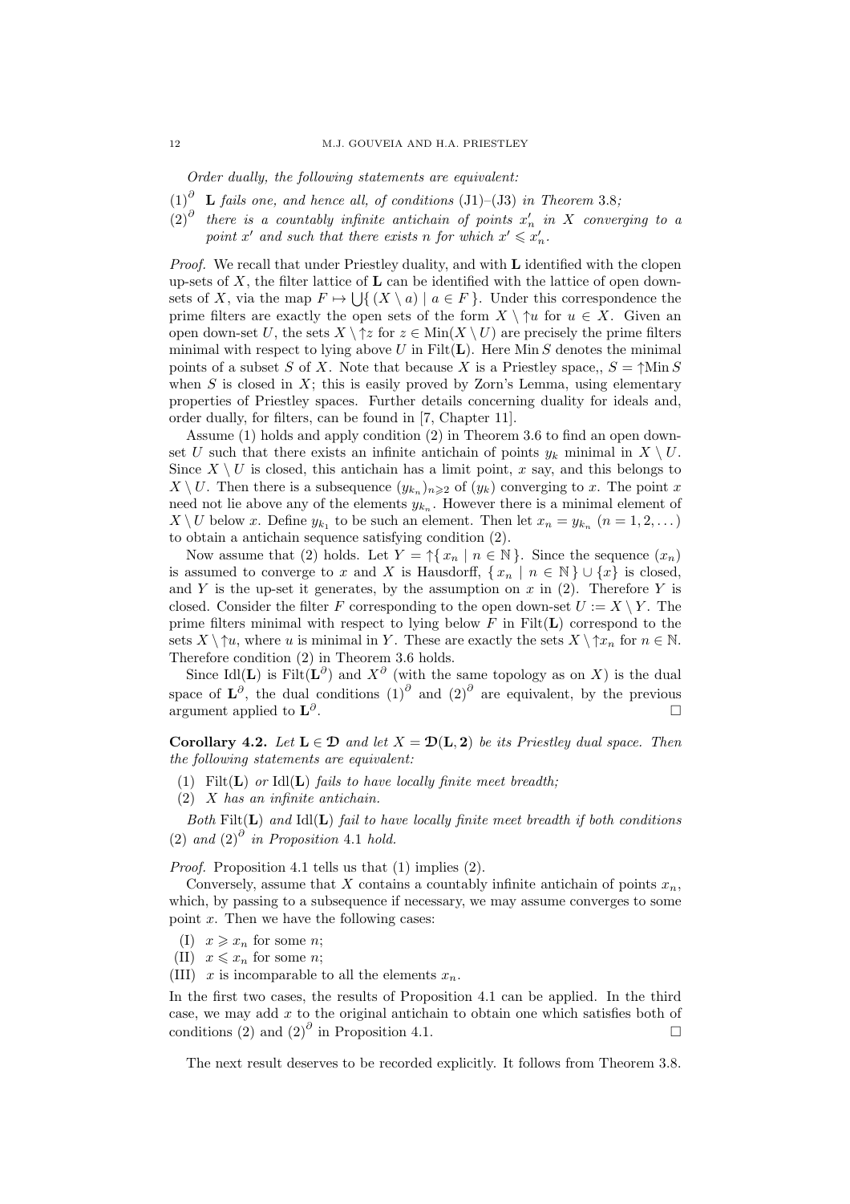*Order dually, the following statements are equivalent:*

$(1)^\partial$ **L** *fails one, and hence all, of conditions* (J1)–(J3) *in Theorem* 3.8*;*

$(2)^\partial$ *there is a countably infinite antichain of points* $x'_n$ *in* $X$ *converging to a point* $x'$ *and such that there exists* $n$ *for which* $x' \leqslant x'_n$.

*Proof.* We recall that under Priestley duality, and with **L** identified with the clopen up-sets of $X$, the filter lattice of **L** can be identified with the lattice of open down-sets of $X$, via the map $F \mapsto \bigcup\{ (X \setminus a) \mid a \in F \}$. Under this correspondence the prime filters are exactly the open sets of the form $X \setminus {\uparrow} u$ for $u \in X$. Given an open down-set $U$, the sets $X \setminus {\uparrow} z$ for $z \in \mathrm{Min}(X \setminus U)$ are precisely the prime filters minimal with respect to lying above $U$ in $\mathrm{Filt}(\mathbf{L})$. Here $\mathrm{Min}\, S$ denotes the minimal points of a subset $S$ of $X$. Note that because $X$ is a Priestley space,, $S = {\uparrow}\mathrm{Min}\, S$ when $S$ is closed in $X$; this is easily proved by Zorn's Lemma, using elementary properties of Priestley spaces. Further details concerning duality for ideals and, order dually, for filters, can be found in [7, Chapter 11].

Assume (1) holds and apply condition (2) in Theorem 3.6 to find an open down-set $U$ such that there exists an infinite antichain of points $y_k$ minimal in $X \setminus U$. Since $X \setminus U$ is closed, this antichain has a limit point, $x$ say, and this belongs to $X \setminus U$. Then there is a subsequence $(y_{k_n})_{n \geqslant 2}$ of $(y_k)$ converging to $x$. The point $x$ need not lie above any of the elements $y_{k_n}$. However there is a minimal element of $X \setminus U$ below $x$. Define $y_{k_1}$ to be such an element. Then let $x_n = y_{k_n}$ $(n = 1, 2, \dots)$ to obtain a antichain sequence satisfying condition (2).

Now assume that (2) holds. Let $Y = {\uparrow}\{ x_n \mid n \in \mathbb{N} \}$. Since the sequence $(x_n)$ is assumed to converge to $x$ and $X$ is Hausdorff, $\{ x_n \mid n \in \mathbb{N} \} \cup \{x\}$ is closed, and $Y$ is the up-set it generates, by the assumption on $x$ in (2). Therefore $Y$ is closed. Consider the filter $F$ corresponding to the open down-set $U := X \setminus Y$. The prime filters minimal with respect to lying below $F$ in $\mathrm{Filt}(\mathbf{L})$ correspond to the sets $X \setminus {\uparrow} u$, where $u$ is minimal in $Y$. These are exactly the sets $X \setminus {\uparrow} x_n$ for $n \in \mathbb{N}$. Therefore condition (2) in Theorem 3.6 holds.

Since $\mathrm{Idl}(\mathbf{L})$ is $\mathrm{Filt}(\mathbf{L}^\partial)$ and $X^\partial$ (with the same topology as on $X$) is the dual space of $\mathbf{L}^\partial$, the dual conditions $(1)^\partial$ and $(2)^\partial$ are equivalent, by the previous argument applied to $\mathbf{L}^\partial$. $\square$

**Corollary 4.2.** *Let* $\mathbf{L} \in \mathfrak{D}$ *and let* $X = \mathfrak{D}(\mathbf{L}, \mathbf{2})$ *be its Priestley dual space. Then the following statements are equivalent:*

(1) $\mathrm{Filt}(\mathbf{L})$ *or* $\mathrm{Idl}(\mathbf{L})$ *fails to have locally finite meet breadth;*
(2) $X$ *has an infinite antichain.*

*Both* $\mathrm{Filt}(\mathbf{L})$ *and* $\mathrm{Idl}(\mathbf{L})$ *fail to have locally finite meet breadth if both conditions* (2) *and* $(2)^\partial$ *in Proposition* 4.1 *hold.*

*Proof.* Proposition 4.1 tells us that (1) implies (2).

Conversely, assume that $X$ contains a countably infinite antichain of points $x_n$, which, by passing to a subsequence if necessary, we may assume converges to some point $x$. Then we have the following cases:

(I) $x \geqslant x_n$ for some $n$;
(II) $x \leqslant x_n$ for some $n$;
(III) $x$ is incomparable to all the elements $x_n$.

In the first two cases, the results of Proposition 4.1 can be applied. In the third case, we may add $x$ to the original antichain to obtain one which satisfies both of conditions (2) and $(2)^\partial$ in Proposition 4.1. $\square$

The next result deserves to be recorded explicitly. It follows from Theorem 3.8.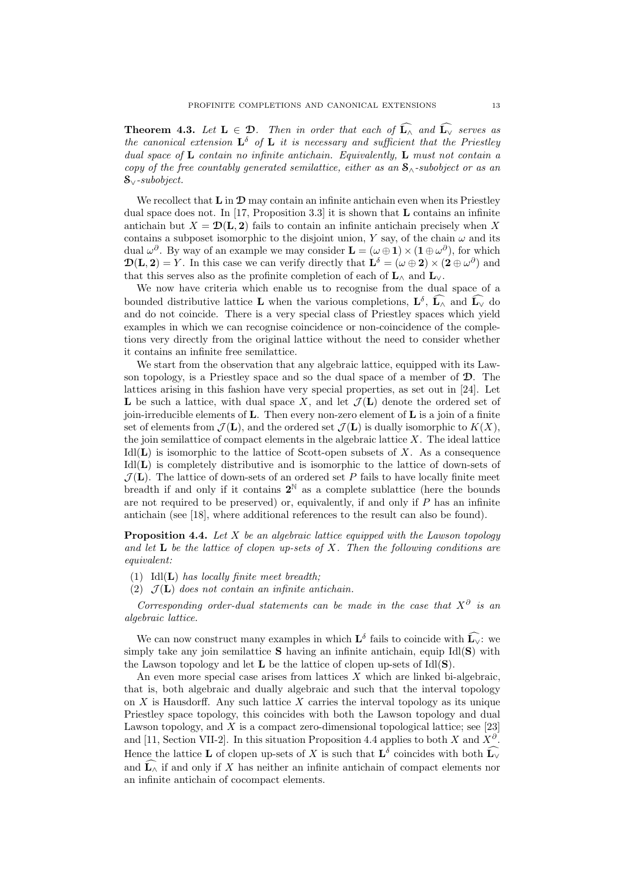**Theorem 4.3.** *Let $\mathbf{L} \in \mathfrak{D}$. Then in order that each of $\widehat{\mathbf{L}_\wedge}$ and $\widehat{\mathbf{L}_\vee}$ serves as the canonical extension $\mathbf{L}^\delta$ of $\mathbf{L}$ it is necessary and sufficient that the Priestley dual space of $\mathbf{L}$ contain no infinite antichain. Equivalently, $\mathbf{L}$ must not contain a copy of the free countably generated semilattice, either as an $\mathfrak{S}_\wedge$-subobject or as an $\mathfrak{S}_\vee$-subobject.*

We recollect that $\mathbf{L}$ in $\mathfrak{D}$ may contain an infinite antichain even when its Priestley dual space does not. In [17, Proposition 3.3] it is shown that $\mathbf{L}$ contains an infinite antichain but $X = \mathfrak{D}(\mathbf{L}, \mathbf{2})$ fails to contain an infinite antichain precisely when $X$ contains a subposet isomorphic to the disjoint union, $Y$ say, of the chain $\omega$ and its dual $\omega^\partial$. By way of an example we may consider $\mathbf{L} = (\omega \oplus \mathbf{1}) \times (\mathbf{1} \oplus \omega^\partial)$, for which $\mathfrak{D}(\mathbf{L}, \mathbf{2}) = Y$. In this case we can verify directly that $\mathbf{L}^\delta = (\omega \oplus \mathbf{2}) \times (\mathbf{2} \oplus \omega^\partial)$ and that this serves also as the profinite completion of each of $\mathbf{L}_\wedge$ and $\mathbf{L}_\vee$.

We now have criteria which enable us to recognise from the dual space of a bounded distributive lattice $\mathbf{L}$ when the various completions, $\mathbf{L}^\delta$, $\widehat{\mathbf{L}_\wedge}$ and $\widehat{\mathbf{L}_\vee}$ do and do not coincide. There is a very special class of Priestley spaces which yield examples in which we can recognise coincidence or non-coincidence of the completions very directly from the original lattice without the need to consider whether it contains an infinite free semilattice.

We start from the observation that any algebraic lattice, equipped with its Lawson topology, is a Priestley space and so the dual space of a member of $\mathfrak{D}$. The lattices arising in this fashion have very special properties, as set out in [24]. Let $\mathbf{L}$ be such a lattice, with dual space $X$, and let $\mathcal{J}(\mathbf{L})$ denote the ordered set of join-irreducible elements of $\mathbf{L}$. Then every non-zero element of $\mathbf{L}$ is a join of a finite set of elements from $\mathcal{J}(\mathbf{L})$, and the ordered set $\mathcal{J}(\mathbf{L})$ is dually isomorphic to $K(X)$, the join semilattice of compact elements in the algebraic lattice $X$. The ideal lattice $\mathrm{Idl}(\mathbf{L})$ is isomorphic to the lattice of Scott-open subsets of $X$. As a consequence $\mathrm{Idl}(\mathbf{L})$ is completely distributive and is isomorphic to the lattice of down-sets of $\mathcal{J}(\mathbf{L})$. The lattice of down-sets of an ordered set $P$ fails to have locally finite meet breadth if and only if it contains $\mathbf{2}^{\mathbb{N}}$ as a complete sublattice (here the bounds are not required to be preserved) or, equivalently, if and only if $P$ has an infinite antichain (see [18], where additional references to the result can also be found).

**Proposition 4.4.** *Let $X$ be an algebraic lattice equipped with the Lawson topology and let $\mathbf{L}$ be the lattice of clopen up-sets of $X$. Then the following conditions are equivalent:*

1. *$\mathrm{Idl}(\mathbf{L})$ has locally finite meet breadth;*
2. *$\mathcal{J}(\mathbf{L})$ does not contain an infinite antichain.*

*Corresponding order-dual statements can be made in the case that $X^\partial$ is an algebraic lattice.*

We can now construct many examples in which $\mathbf{L}^\delta$ fails to coincide with $\widehat{\mathbf{L}_\vee}$: we simply take any join semilattice $\mathbf{S}$ having an infinite antichain, equip $\mathrm{Idl}(\mathbf{S})$ with the Lawson topology and let $\mathbf{L}$ be the lattice of clopen up-sets of $\mathrm{Idl}(\mathbf{S})$.

An even more special case arises from lattices $X$ which are linked bi-algebraic, that is, both algebraic and dually algebraic and such that the interval topology on $X$ is Hausdorff. Any such lattice $X$ carries the interval topology as its unique Priestley space topology, this coincides with both the Lawson topology and dual Lawson topology, and $X$ is a compact zero-dimensional topological lattice; see [23] and [11, Section VII-2]. In this situation Proposition 4.4 applies to both $X$ and $X^\partial$. Hence the lattice $\mathbf{L}$ of clopen up-sets of $X$ is such that $\mathbf{L}^\delta$ coincides with both $\widehat{\mathbf{L}_\vee}$ and $\widehat{\mathbf{L}_\wedge}$ if and only if $X$ has neither an infinite antichain of compact elements nor an infinite antichain of cocompact elements.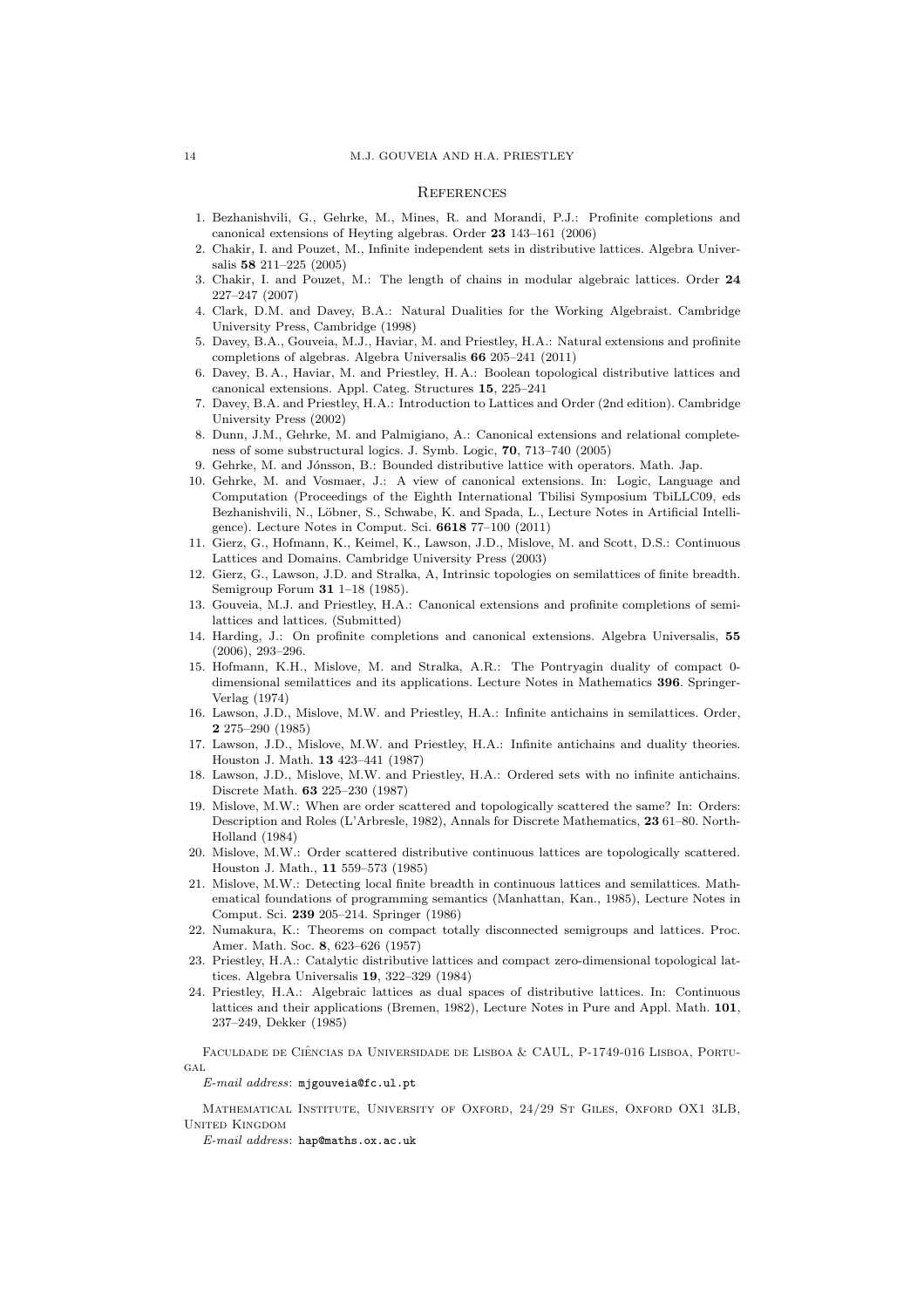## References

1. Bezhanishvili, G., Gehrke, M., Mines, R. and Morandi, P.J.: Profinite completions and canonical extensions of Heyting algebras. Order **23** 143–161 (2006)
2. Chakir, I. and Pouzet, M., Infinite independent sets in distributive lattices. Algebra Universalis **58** 211–225 (2005)
3. Chakir, I. and Pouzet, M.: The length of chains in modular algebraic lattices. Order **24** 227–247 (2007)
4. Clark, D.M. and Davey, B.A.: Natural Dualities for the Working Algebraist. Cambridge University Press, Cambridge (1998)
5. Davey, B.A., Gouveia, M.J., Haviar, M. and Priestley, H.A.: Natural extensions and profinite completions of algebras. Algebra Universalis **66** 205–241 (2011)
6. Davey, B. A., Haviar, M. and Priestley, H. A.: Boolean topological distributive lattices and canonical extensions. Appl. Categ. Structures **15**, 225–241
7. Davey, B.A. and Priestley, H.A.: Introduction to Lattices and Order (2nd edition). Cambridge University Press (2002)
8. Dunn, J.M., Gehrke, M. and Palmigiano, A.: Canonical extensions and relational completeness of some substructural logics. J. Symb. Logic, **70**, 713–740 (2005)
9. Gehrke, M. and Jónsson, B.: Bounded distributive lattice with operators. Math. Jap.
10. Gehrke, M. and Vosmaer, J.: A view of canonical extensions. In: Logic, Language and Computation (Proceedings of the Eighth International Tbilisi Symposium TbiLLC09, eds Bezhanishvili, N., Löbner, S., Schwabe, K. and Spada, L., Lecture Notes in Artificial Intelligence). Lecture Notes in Comput. Sci. **6618** 77–100 (2011)
11. Gierz, G., Hofmann, K., Keimel, K., Lawson, J.D., Mislove, M. and Scott, D.S.: Continuous Lattices and Domains. Cambridge University Press (2003)
12. Gierz, G., Lawson, J.D. and Stralka, A, Intrinsic topologies on semilattices of finite breadth. Semigroup Forum **31** 1–18 (1985).
13. Gouveia, M.J. and Priestley, H.A.: Canonical extensions and profinite completions of semilattices and lattices. (Submitted)
14. Harding, J.: On profinite completions and canonical extensions. Algebra Universalis, **55** (2006), 293–296.
15. Hofmann, K.H., Mislove, M. and Stralka, A.R.: The Pontryagin duality of compact 0-dimensional semilattices and its applications. Lecture Notes in Mathematics **396**. Springer-Verlag (1974)
16. Lawson, J.D., Mislove, M.W. and Priestley, H.A.: Infinite antichains in semilattices. Order, **2** 275–290 (1985)
17. Lawson, J.D., Mislove, M.W. and Priestley, H.A.: Infinite antichains and duality theories. Houston J. Math. **13** 423–441 (1987)
18. Lawson, J.D., Mislove, M.W. and Priestley, H.A.: Ordered sets with no infinite antichains. Discrete Math. **63** 225–230 (1987)
19. Mislove, M.W.: When are order scattered and topologically scattered the same? In: Orders: Description and Roles (L'Arbresle, 1982), Annals for Discrete Mathematics, **23** 61–80. North-Holland (1984)
20. Mislove, M.W.: Order scattered distributive continuous lattices are topologically scattered. Houston J. Math., **11** 559–573 (1985)
21. Mislove, M.W.: Detecting local finite breadth in continuous lattices and semilattices. Mathematical foundations of programming semantics (Manhattan, Kan., 1985), Lecture Notes in Comput. Sci. **239** 205–214. Springer (1986)
22. Numakura, K.: Theorems on compact totally disconnected semigroups and lattices. Proc. Amer. Math. Soc. **8**, 623–626 (1957)
23. Priestley, H.A.: Catalytic distributive lattices and compact zero-dimensional topological lattices. Algebra Universalis **19**, 322–329 (1984)
24. Priestley, H.A.: Algebraic lattices as dual spaces of distributive lattices. In: Continuous lattices and their applications (Bremen, 1982), Lecture Notes in Pure and Appl. Math. **101**, 237–249, Dekker (1985)

Faculdade de Ciências da Universidade de Lisboa & CAUL, P-1749-016 Lisboa, Portugal

*E-mail address*: mjgouveia@fc.ul.pt

Mathematical Institute, University of Oxford, 24/29 St Giles, Oxford OX1 3LB, United Kingdom

*E-mail address*: hap@maths.ox.ac.uk